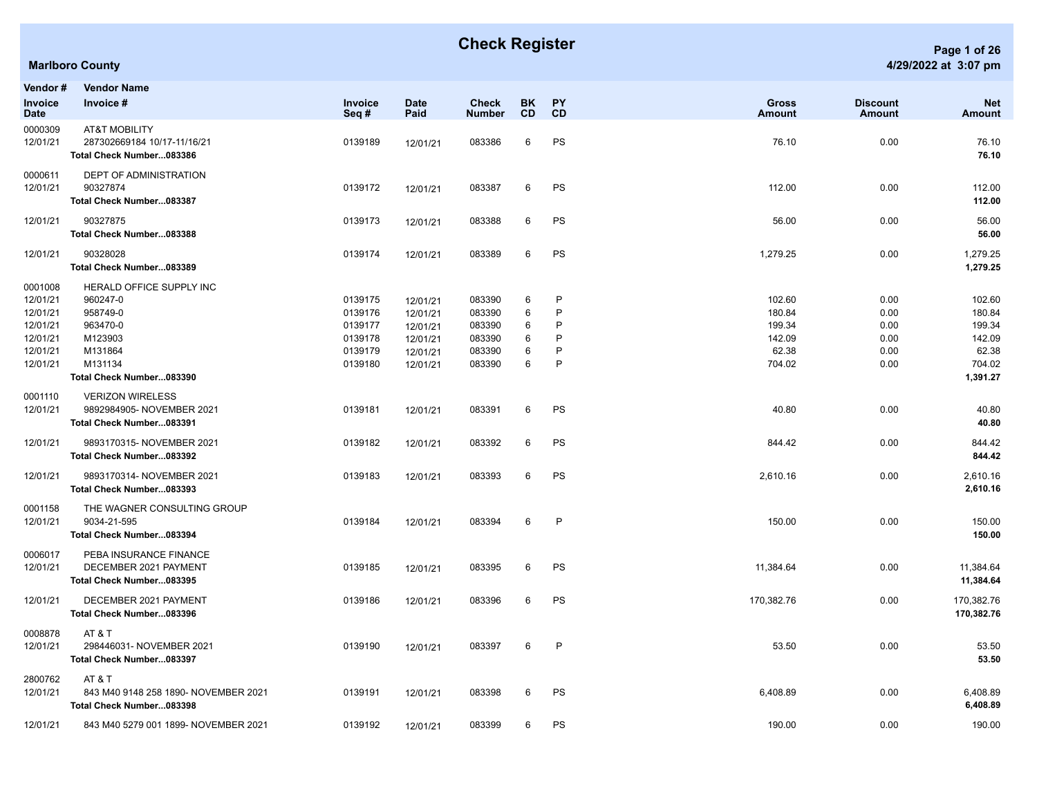# Check Register

**Marlboro County**

| Vendor # / Invoice Date | Vendor Name / Invoice # | Invoice Seq # | Date Paid | Check Number | BK CD | PY CD | Gross Amount | Discount Amount | Net Amount |
|---|---|---|---|---|---|---|---|---|---|
| 0000309 | AT&T MOBILITY | | | | | | | | |
| 12/01/21 | 287302669184 10/17-11/16/21 | 0139189 | 12/01/21 | 083386 | 6 | PS | 76.10 | 0.00 | 76.10 |
| | **Total Check Number...083386** | | | | | | | | **76.10** |
| 0000611 | DEPT OF ADMINISTRATION | | | | | | | | |
| 12/01/21 | 90327874 | 0139172 | 12/01/21 | 083387 | 6 | PS | 112.00 | 0.00 | 112.00 |
| | **Total Check Number...083387** | | | | | | | | **112.00** |
| 12/01/21 | 90327875 | 0139173 | 12/01/21 | 083388 | 6 | PS | 56.00 | 0.00 | 56.00 |
| | **Total Check Number...083388** | | | | | | | | **56.00** |
| 12/01/21 | 90328028 | 0139174 | 12/01/21 | 083389 | 6 | PS | 1,279.25 | 0.00 | 1,279.25 |
| | **Total Check Number...083389** | | | | | | | | **1,279.25** |
| 0001008 | HERALD OFFICE SUPPLY INC | | | | | | | | |
| 12/01/21 | 960247-0 | 0139175 | 12/01/21 | 083390 | 6 | P | 102.60 | 0.00 | 102.60 |
| 12/01/21 | 958749-0 | 0139176 | 12/01/21 | 083390 | 6 | P | 180.84 | 0.00 | 180.84 |
| 12/01/21 | 963470-0 | 0139177 | 12/01/21 | 083390 | 6 | P | 199.34 | 0.00 | 199.34 |
| 12/01/21 | M123903 | 0139178 | 12/01/21 | 083390 | 6 | P | 142.09 | 0.00 | 142.09 |
| 12/01/21 | M131864 | 0139179 | 12/01/21 | 083390 | 6 | P | 62.38 | 0.00 | 62.38 |
| 12/01/21 | M131134 | 0139180 | 12/01/21 | 083390 | 6 | P | 704.02 | 0.00 | 704.02 |
| | **Total Check Number...083390** | | | | | | | | **1,391.27** |
| 0001110 | VERIZON WIRELESS | | | | | | | | |
| 12/01/21 | 9892984905- NOVEMBER 2021 | 0139181 | 12/01/21 | 083391 | 6 | PS | 40.80 | 0.00 | 40.80 |
| | **Total Check Number...083391** | | | | | | | | **40.80** |
| 12/01/21 | 9893170315- NOVEMBER 2021 | 0139182 | 12/01/21 | 083392 | 6 | PS | 844.42 | 0.00 | 844.42 |
| | **Total Check Number...083392** | | | | | | | | **844.42** |
| 12/01/21 | 9893170314- NOVEMBER 2021 | 0139183 | 12/01/21 | 083393 | 6 | PS | 2,610.16 | 0.00 | 2,610.16 |
| | **Total Check Number...083393** | | | | | | | | **2,610.16** |
| 0001158 | THE WAGNER CONSULTING GROUP | | | | | | | | |
| 12/01/21 | 9034-21-595 | 0139184 | 12/01/21 | 083394 | 6 | P | 150.00 | 0.00 | 150.00 |
| | **Total Check Number...083394** | | | | | | | | **150.00** |
| 0006017 | PEBA INSURANCE FINANCE | | | | | | | | |
| 12/01/21 | DECEMBER 2021 PAYMENT | 0139185 | 12/01/21 | 083395 | 6 | PS | 11,384.64 | 0.00 | 11,384.64 |
| | **Total Check Number...083395** | | | | | | | | **11,384.64** |
| 12/01/21 | DECEMBER 2021 PAYMENT | 0139186 | 12/01/21 | 083396 | 6 | PS | 170,382.76 | 0.00 | 170,382.76 |
| | **Total Check Number...083396** | | | | | | | | **170,382.76** |
| 0008878 | AT & T | | | | | | | | |
| 12/01/21 | 298446031- NOVEMBER 2021 | 0139190 | 12/01/21 | 083397 | 6 | P | 53.50 | 0.00 | 53.50 |
| | **Total Check Number...083397** | | | | | | | | **53.50** |
| 2800762 | AT & T | | | | | | | | |
| 12/01/21 | 843 M40 9148 258 1890- NOVEMBER 2021 | 0139191 | 12/01/21 | 083398 | 6 | PS | 6,408.89 | 0.00 | 6,408.89 |
| | **Total Check Number...083398** | | | | | | | | **6,408.89** |
| 12/01/21 | 843 M40 5279 001 1899- NOVEMBER 2021 | 0139192 | 12/01/21 | 083399 | 6 | PS | 190.00 | 0.00 | 190.00 |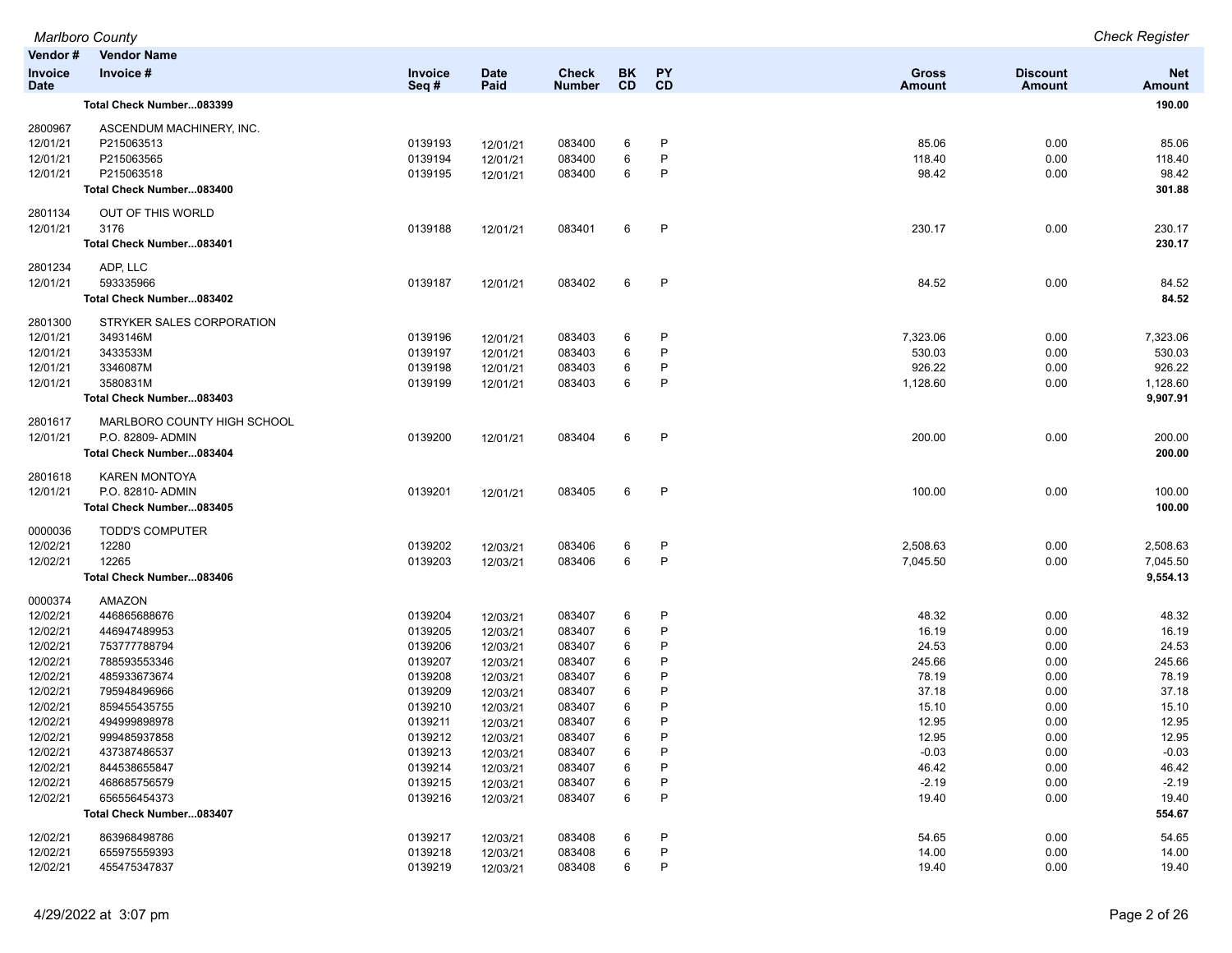| Vendor # / Invoice Date | Vendor Name / Invoice # | Invoice Seq # | Date Paid | Check Number | BK CD | PY CD | Gross Amount | Discount Amount | Net Amount |
|---|---|---|---|---|---|---|---|---|---|
| | **Total Check Number...083399** | | | | | | | | **190.00** |
| 2800967 | ASCENDUM MACHINERY, INC. | | | | | | | | |
| 12/01/21 | P215063513 | 0139193 | 12/01/21 | 083400 | 6 | P | 85.06 | 0.00 | 85.06 |
| 12/01/21 | P215063565 | 0139194 | 12/01/21 | 083400 | 6 | P | 118.40 | 0.00 | 118.40 |
| 12/01/21 | P215063518 | 0139195 | 12/01/21 | 083400 | 6 | P | 98.42 | 0.00 | 98.42 |
| | **Total Check Number...083400** | | | | | | | | **301.88** |
| 2801134 | OUT OF THIS WORLD | | | | | | | | |
| 12/01/21 | 3176 | 0139188 | 12/01/21 | 083401 | 6 | P | 230.17 | 0.00 | 230.17 |
| | **Total Check Number...083401** | | | | | | | | **230.17** |
| 2801234 | ADP, LLC | | | | | | | | |
| 12/01/21 | 593335966 | 0139187 | 12/01/21 | 083402 | 6 | P | 84.52 | 0.00 | 84.52 |
| | **Total Check Number...083402** | | | | | | | | **84.52** |
| 2801300 | STRYKER SALES CORPORATION | | | | | | | | |
| 12/01/21 | 3493146M | 0139196 | 12/01/21 | 083403 | 6 | P | 7,323.06 | 0.00 | 7,323.06 |
| 12/01/21 | 3433533M | 0139197 | 12/01/21 | 083403 | 6 | P | 530.03 | 0.00 | 530.03 |
| 12/01/21 | 3346087M | 0139198 | 12/01/21 | 083403 | 6 | P | 926.22 | 0.00 | 926.22 |
| 12/01/21 | 3580831M | 0139199 | 12/01/21 | 083403 | 6 | P | 1,128.60 | 0.00 | 1,128.60 |
| | **Total Check Number...083403** | | | | | | | | **9,907.91** |
| 2801617 | MARLBORO COUNTY HIGH SCHOOL | | | | | | | | |
| 12/01/21 | P.O. 82809- ADMIN | 0139200 | 12/01/21 | 083404 | 6 | P | 200.00 | 0.00 | 200.00 |
| | **Total Check Number...083404** | | | | | | | | **200.00** |
| 2801618 | KAREN MONTOYA | | | | | | | | |
| 12/01/21 | P.O. 82810- ADMIN | 0139201 | 12/01/21 | 083405 | 6 | P | 100.00 | 0.00 | 100.00 |
| | **Total Check Number...083405** | | | | | | | | **100.00** |
| 0000036 | TODD'S COMPUTER | | | | | | | | |
| 12/02/21 | 12280 | 0139202 | 12/03/21 | 083406 | 6 | P | 2,508.63 | 0.00 | 2,508.63 |
| 12/02/21 | 12265 | 0139203 | 12/03/21 | 083406 | 6 | P | 7,045.50 | 0.00 | 7,045.50 |
| | **Total Check Number...083406** | | | | | | | | **9,554.13** |
| 0000374 | AMAZON | | | | | | | | |
| 12/02/21 | 446865688676 | 0139204 | 12/03/21 | 083407 | 6 | P | 48.32 | 0.00 | 48.32 |
| 12/02/21 | 446947489953 | 0139205 | 12/03/21 | 083407 | 6 | P | 16.19 | 0.00 | 16.19 |
| 12/02/21 | 753777788794 | 0139206 | 12/03/21 | 083407 | 6 | P | 24.53 | 0.00 | 24.53 |
| 12/02/21 | 788593553346 | 0139207 | 12/03/21 | 083407 | 6 | P | 245.66 | 0.00 | 245.66 |
| 12/02/21 | 485933673674 | 0139208 | 12/03/21 | 083407 | 6 | P | 78.19 | 0.00 | 78.19 |
| 12/02/21 | 795948496966 | 0139209 | 12/03/21 | 083407 | 6 | P | 37.18 | 0.00 | 37.18 |
| 12/02/21 | 859455435755 | 0139210 | 12/03/21 | 083407 | 6 | P | 15.10 | 0.00 | 15.10 |
| 12/02/21 | 494999898978 | 0139211 | 12/03/21 | 083407 | 6 | P | 12.95 | 0.00 | 12.95 |
| 12/02/21 | 999485937858 | 0139212 | 12/03/21 | 083407 | 6 | P | 12.95 | 0.00 | 12.95 |
| 12/02/21 | 437387486537 | 0139213 | 12/03/21 | 083407 | 6 | P | -0.03 | 0.00 | -0.03 |
| 12/02/21 | 844538655847 | 0139214 | 12/03/21 | 083407 | 6 | P | 46.42 | 0.00 | 46.42 |
| 12/02/21 | 468685756579 | 0139215 | 12/03/21 | 083407 | 6 | P | -2.19 | 0.00 | -2.19 |
| 12/02/21 | 656556454373 | 0139216 | 12/03/21 | 083407 | 6 | P | 19.40 | 0.00 | 19.40 |
| | **Total Check Number...083407** | | | | | | | | **554.67** |
| 12/02/21 | 863968498786 | 0139217 | 12/03/21 | 083408 | 6 | P | 54.65 | 0.00 | 54.65 |
| 12/02/21 | 655975559393 | 0139218 | 12/03/21 | 083408 | 6 | P | 14.00 | 0.00 | 14.00 |
| 12/02/21 | 455475347837 | 0139219 | 12/03/21 | 083408 | 6 | P | 19.40 | 0.00 | 19.40 |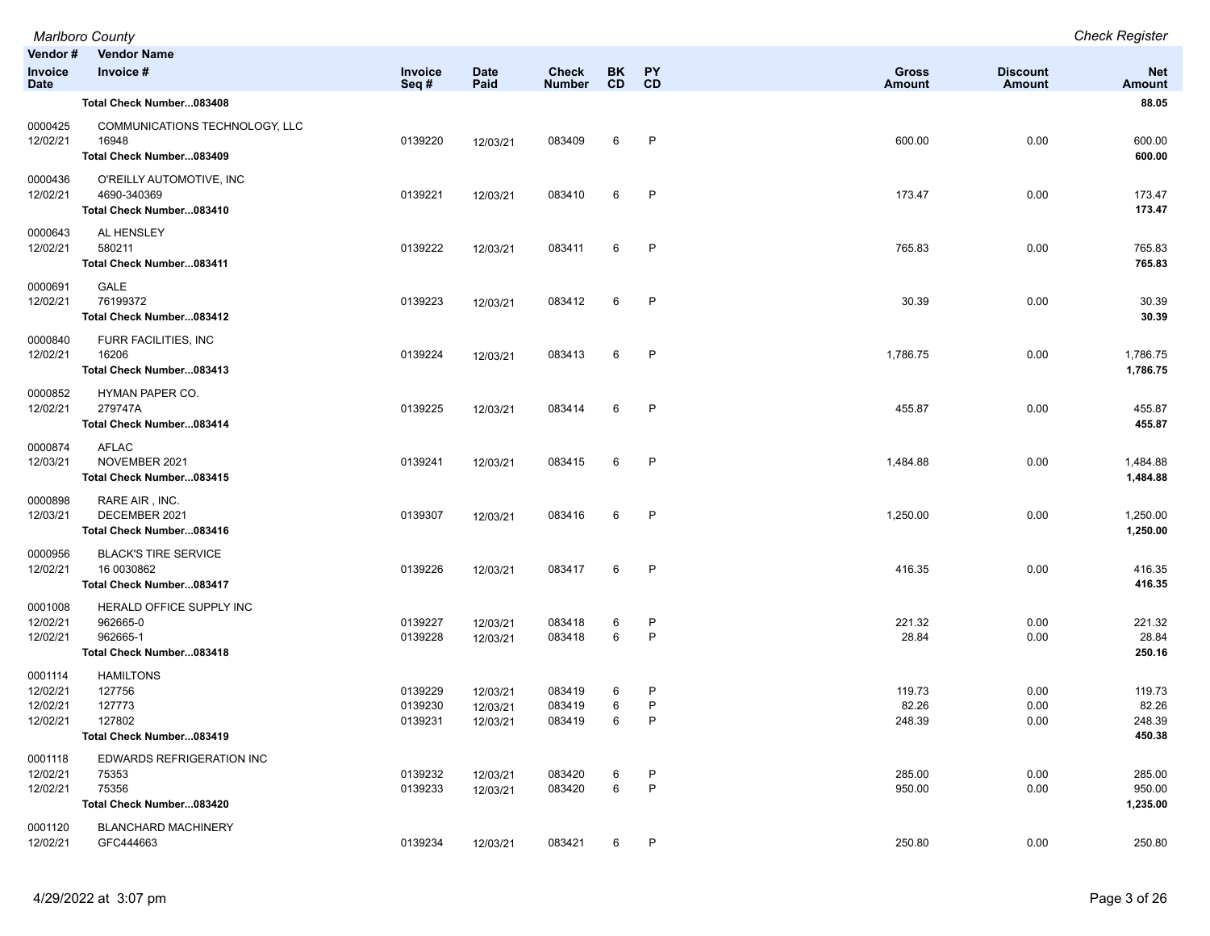| Vendor # / Invoice Date | Vendor Name / Invoice # | Invoice Seq # | Date Paid | Check Number | BK CD | PY CD | Gross Amount | Discount Amount | Net Amount |
|---|---|---|---|---|---|---|---|---|---|
| | **Total Check Number...083408** | | | | | | | | **88.05** |
| 0000425 | COMMUNICATIONS TECHNOLOGY, LLC | | | | | | | | |
| 12/02/21 | 16948 | 0139220 | 12/03/21 | 083409 | 6 | P | 600.00 | 0.00 | 600.00 |
| | **Total Check Number...083409** | | | | | | | | **600.00** |
| 0000436 | O'REILLY AUTOMOTIVE, INC | | | | | | | | |
| 12/02/21 | 4690-340369 | 0139221 | 12/03/21 | 083410 | 6 | P | 173.47 | 0.00 | 173.47 |
| | **Total Check Number...083410** | | | | | | | | **173.47** |
| 0000643 | AL HENSLEY | | | | | | | | |
| 12/02/21 | 580211 | 0139222 | 12/03/21 | 083411 | 6 | P | 765.83 | 0.00 | 765.83 |
| | **Total Check Number...083411** | | | | | | | | **765.83** |
| 0000691 | GALE | | | | | | | | |
| 12/02/21 | 76199372 | 0139223 | 12/03/21 | 083412 | 6 | P | 30.39 | 0.00 | 30.39 |
| | **Total Check Number...083412** | | | | | | | | **30.39** |
| 0000840 | FURR FACILITIES, INC | | | | | | | | |
| 12/02/21 | 16206 | 0139224 | 12/03/21 | 083413 | 6 | P | 1,786.75 | 0.00 | 1,786.75 |
| | **Total Check Number...083413** | | | | | | | | **1,786.75** |
| 0000852 | HYMAN PAPER CO. | | | | | | | | |
| 12/02/21 | 279747A | 0139225 | 12/03/21 | 083414 | 6 | P | 455.87 | 0.00 | 455.87 |
| | **Total Check Number...083414** | | | | | | | | **455.87** |
| 0000874 | AFLAC | | | | | | | | |
| 12/03/21 | NOVEMBER 2021 | 0139241 | 12/03/21 | 083415 | 6 | P | 1,484.88 | 0.00 | 1,484.88 |
| | **Total Check Number...083415** | | | | | | | | **1,484.88** |
| 0000898 | RARE AIR , INC. | | | | | | | | |
| 12/03/21 | DECEMBER 2021 | 0139307 | 12/03/21 | 083416 | 6 | P | 1,250.00 | 0.00 | 1,250.00 |
| | **Total Check Number...083416** | | | | | | | | **1,250.00** |
| 0000956 | BLACK'S TIRE SERVICE | | | | | | | | |
| 12/02/21 | 16 0030862 | 0139226 | 12/03/21 | 083417 | 6 | P | 416.35 | 0.00 | 416.35 |
| | **Total Check Number...083417** | | | | | | | | **416.35** |
| 0001008 | HERALD OFFICE SUPPLY INC | | | | | | | | |
| 12/02/21 | 962665-0 | 0139227 | 12/03/21 | 083418 | 6 | P | 221.32 | 0.00 | 221.32 |
| 12/02/21 | 962665-1 | 0139228 | 12/03/21 | 083418 | 6 | P | 28.84 | 0.00 | 28.84 |
| | **Total Check Number...083418** | | | | | | | | **250.16** |
| 0001114 | HAMILTONS | | | | | | | | |
| 12/02/21 | 127756 | 0139229 | 12/03/21 | 083419 | 6 | P | 119.73 | 0.00 | 119.73 |
| 12/02/21 | 127773 | 0139230 | 12/03/21 | 083419 | 6 | P | 82.26 | 0.00 | 82.26 |
| 12/02/21 | 127802 | 0139231 | 12/03/21 | 083419 | 6 | P | 248.39 | 0.00 | 248.39 |
| | **Total Check Number...083419** | | | | | | | | **450.38** |
| 0001118 | EDWARDS REFRIGERATION INC | | | | | | | | |
| 12/02/21 | 75353 | 0139232 | 12/03/21 | 083420 | 6 | P | 285.00 | 0.00 | 285.00 |
| 12/02/21 | 75356 | 0139233 | 12/03/21 | 083420 | 6 | P | 950.00 | 0.00 | 950.00 |
| | **Total Check Number...083420** | | | | | | | | **1,235.00** |
| 0001120 | BLANCHARD MACHINERY | | | | | | | | |
| 12/02/21 | GFC444663 | 0139234 | 12/03/21 | 083421 | 6 | P | 250.80 | 0.00 | 250.80 |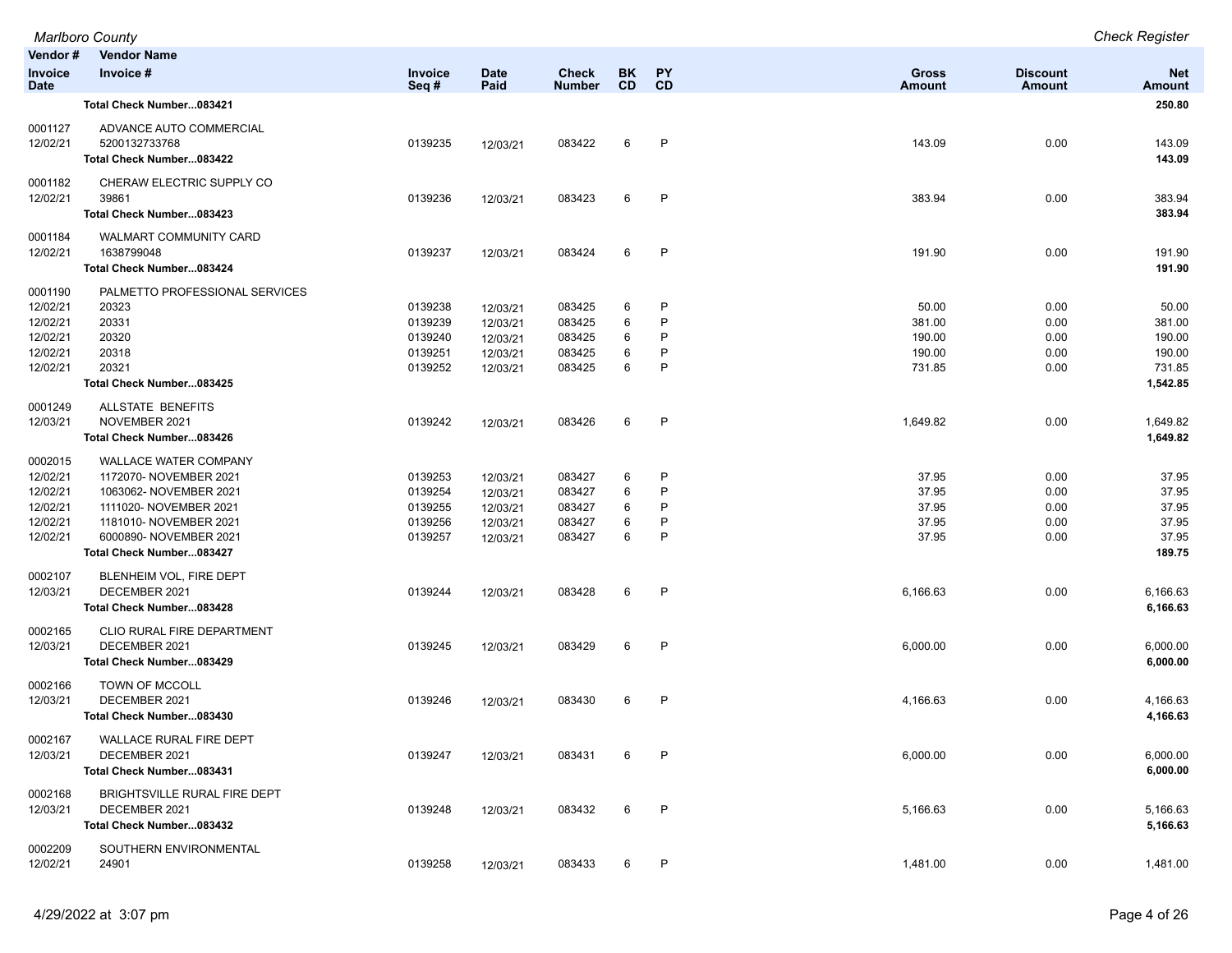| Vendor # / Invoice Date | Vendor Name / Invoice # | Invoice Seq # | Date Paid | Check Number | BK CD | PY CD | Gross Amount | Discount Amount | Net Amount |
|---|---|---|---|---|---|---|---|---|---|
| | **Total Check Number...083421** | | | | | | | | **250.80** |
| 0001127 | ADVANCE AUTO COMMERCIAL | | | | | | | | |
| 12/02/21 | 5200132733768 | 0139235 | 12/03/21 | 083422 | 6 | P | 143.09 | 0.00 | 143.09 |
| | **Total Check Number...083422** | | | | | | | | **143.09** |
| 0001182 | CHERAW ELECTRIC SUPPLY CO | | | | | | | | |
| 12/02/21 | 39861 | 0139236 | 12/03/21 | 083423 | 6 | P | 383.94 | 0.00 | 383.94 |
| | **Total Check Number...083423** | | | | | | | | **383.94** |
| 0001184 | WALMART COMMUNITY CARD | | | | | | | | |
| 12/02/21 | 1638799048 | 0139237 | 12/03/21 | 083424 | 6 | P | 191.90 | 0.00 | 191.90 |
| | **Total Check Number...083424** | | | | | | | | **191.90** |
| 0001190 | PALMETTO PROFESSIONAL SERVICES | | | | | | | | |
| 12/02/21 | 20323 | 0139238 | 12/03/21 | 083425 | 6 | P | 50.00 | 0.00 | 50.00 |
| 12/02/21 | 20331 | 0139239 | 12/03/21 | 083425 | 6 | P | 381.00 | 0.00 | 381.00 |
| 12/02/21 | 20320 | 0139240 | 12/03/21 | 083425 | 6 | P | 190.00 | 0.00 | 190.00 |
| 12/02/21 | 20318 | 0139251 | 12/03/21 | 083425 | 6 | P | 190.00 | 0.00 | 190.00 |
| 12/02/21 | 20321 | 0139252 | 12/03/21 | 083425 | 6 | P | 731.85 | 0.00 | 731.85 |
| | **Total Check Number...083425** | | | | | | | | **1,542.85** |
| 0001249 | ALLSTATE BENEFITS | | | | | | | | |
| 12/03/21 | NOVEMBER 2021 | 0139242 | 12/03/21 | 083426 | 6 | P | 1,649.82 | 0.00 | 1,649.82 |
| | **Total Check Number...083426** | | | | | | | | **1,649.82** |
| 0002015 | WALLACE WATER COMPANY | | | | | | | | |
| 12/02/21 | 1172070- NOVEMBER 2021 | 0139253 | 12/03/21 | 083427 | 6 | P | 37.95 | 0.00 | 37.95 |
| 12/02/21 | 1063062- NOVEMBER 2021 | 0139254 | 12/03/21 | 083427 | 6 | P | 37.95 | 0.00 | 37.95 |
| 12/02/21 | 1111020- NOVEMBER 2021 | 0139255 | 12/03/21 | 083427 | 6 | P | 37.95 | 0.00 | 37.95 |
| 12/02/21 | 1181010- NOVEMBER 2021 | 0139256 | 12/03/21 | 083427 | 6 | P | 37.95 | 0.00 | 37.95 |
| 12/02/21 | 6000890- NOVEMBER 2021 | 0139257 | 12/03/21 | 083427 | 6 | P | 37.95 | 0.00 | 37.95 |
| | **Total Check Number...083427** | | | | | | | | **189.75** |
| 0002107 | BLENHEIM VOL, FIRE DEPT | | | | | | | | |
| 12/03/21 | DECEMBER 2021 | 0139244 | 12/03/21 | 083428 | 6 | P | 6,166.63 | 0.00 | 6,166.63 |
| | **Total Check Number...083428** | | | | | | | | **6,166.63** |
| 0002165 | CLIO RURAL FIRE DEPARTMENT | | | | | | | | |
| 12/03/21 | DECEMBER 2021 | 0139245 | 12/03/21 | 083429 | 6 | P | 6,000.00 | 0.00 | 6,000.00 |
| | **Total Check Number...083429** | | | | | | | | **6,000.00** |
| 0002166 | TOWN OF MCCOLL | | | | | | | | |
| 12/03/21 | DECEMBER 2021 | 0139246 | 12/03/21 | 083430 | 6 | P | 4,166.63 | 0.00 | 4,166.63 |
| | **Total Check Number...083430** | | | | | | | | **4,166.63** |
| 0002167 | WALLACE RURAL FIRE DEPT | | | | | | | | |
| 12/03/21 | DECEMBER 2021 | 0139247 | 12/03/21 | 083431 | 6 | P | 6,000.00 | 0.00 | 6,000.00 |
| | **Total Check Number...083431** | | | | | | | | **6,000.00** |
| 0002168 | BRIGHTSVILLE RURAL FIRE DEPT | | | | | | | | |
| 12/03/21 | DECEMBER 2021 | 0139248 | 12/03/21 | 083432 | 6 | P | 5,166.63 | 0.00 | 5,166.63 |
| | **Total Check Number...083432** | | | | | | | | **5,166.63** |
| 0002209 | SOUTHERN ENVIRONMENTAL | | | | | | | | |
| 12/02/21 | 24901 | 0139258 | 12/03/21 | 083433 | 6 | P | 1,481.00 | 0.00 | 1,481.00 |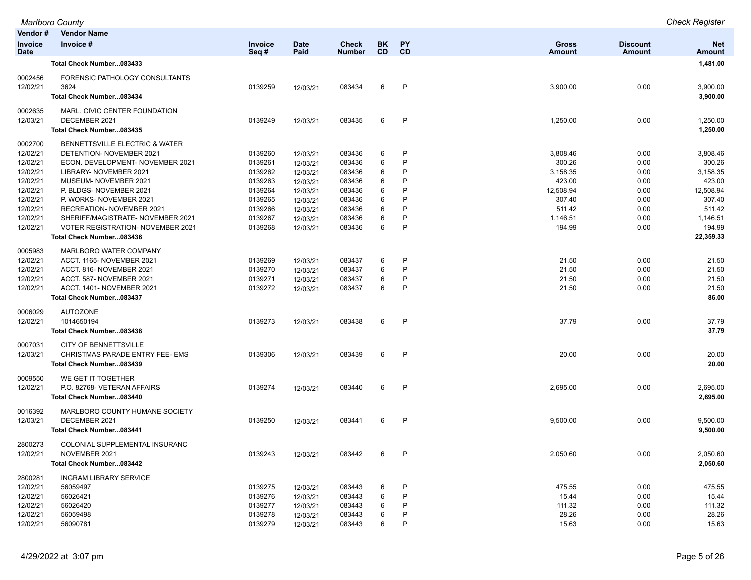| Vendor # / Invoice Date | Vendor Name / Invoice # | Invoice Seq # | Date Paid | Check Number | BK CD | PY CD | Gross Amount | Discount Amount | Net Amount |
|---|---|---|---|---|---|---|---|---|---|
| | **Total Check Number...083433** | | | | | | | | **1,481.00** |
| 0002456 | FORENSIC PATHOLOGY CONSULTANTS | | | | | | | | |
| 12/02/21 | 3624 | 0139259 | 12/03/21 | 083434 | 6 | P | 3,900.00 | 0.00 | 3,900.00 |
| | **Total Check Number...083434** | | | | | | | | **3,900.00** |
| 0002635 | MARL. CIVIC CENTER FOUNDATION | | | | | | | | |
| 12/03/21 | DECEMBER 2021 | 0139249 | 12/03/21 | 083435 | 6 | P | 1,250.00 | 0.00 | 1,250.00 |
| | **Total Check Number...083435** | | | | | | | | **1,250.00** |
| 0002700 | BENNETTSVILLE ELECTRIC & WATER | | | | | | | | |
| 12/02/21 | DETENTION- NOVEMBER 2021 | 0139260 | 12/03/21 | 083436 | 6 | P | 3,808.46 | 0.00 | 3,808.46 |
| 12/02/21 | ECON. DEVELOPMENT- NOVEMBER 2021 | 0139261 | 12/03/21 | 083436 | 6 | P | 300.26 | 0.00 | 300.26 |
| 12/02/21 | LIBRARY- NOVEMBER 2021 | 0139262 | 12/03/21 | 083436 | 6 | P | 3,158.35 | 0.00 | 3,158.35 |
| 12/02/21 | MUSEUM- NOVEMBER 2021 | 0139263 | 12/03/21 | 083436 | 6 | P | 423.00 | 0.00 | 423.00 |
| 12/02/21 | P. BLDGS- NOVEMBER 2021 | 0139264 | 12/03/21 | 083436 | 6 | P | 12,508.94 | 0.00 | 12,508.94 |
| 12/02/21 | P. WORKS- NOVEMBER 2021 | 0139265 | 12/03/21 | 083436 | 6 | P | 307.40 | 0.00 | 307.40 |
| 12/02/21 | RECREATION- NOVEMBER 2021 | 0139266 | 12/03/21 | 083436 | 6 | P | 511.42 | 0.00 | 511.42 |
| 12/02/21 | SHERIFF/MAGISTRATE- NOVEMBER 2021 | 0139267 | 12/03/21 | 083436 | 6 | P | 1,146.51 | 0.00 | 1,146.51 |
| 12/02/21 | VOTER REGISTRATION- NOVEMBER 2021 | 0139268 | 12/03/21 | 083436 | 6 | P | 194.99 | 0.00 | 194.99 |
| | **Total Check Number...083436** | | | | | | | | **22,359.33** |
| 0005983 | MARLBORO WATER COMPANY | | | | | | | | |
| 12/02/21 | ACCT. 1165- NOVEMBER 2021 | 0139269 | 12/03/21 | 083437 | 6 | P | 21.50 | 0.00 | 21.50 |
| 12/02/21 | ACCT. 816- NOVEMBER 2021 | 0139270 | 12/03/21 | 083437 | 6 | P | 21.50 | 0.00 | 21.50 |
| 12/02/21 | ACCT. 587- NOVEMBER 2021 | 0139271 | 12/03/21 | 083437 | 6 | P | 21.50 | 0.00 | 21.50 |
| 12/02/21 | ACCT. 1401- NOVEMBER 2021 | 0139272 | 12/03/21 | 083437 | 6 | P | 21.50 | 0.00 | 21.50 |
| | **Total Check Number...083437** | | | | | | | | **86.00** |
| 0006029 | AUTOZONE | | | | | | | | |
| 12/02/21 | 1014650194 | 0139273 | 12/03/21 | 083438 | 6 | P | 37.79 | 0.00 | 37.79 |
| | **Total Check Number...083438** | | | | | | | | **37.79** |
| 0007031 | CITY OF BENNETTSVILLE | | | | | | | | |
| 12/03/21 | CHRISTMAS PARADE ENTRY FEE- EMS | 0139306 | 12/03/21 | 083439 | 6 | P | 20.00 | 0.00 | 20.00 |
| | **Total Check Number...083439** | | | | | | | | **20.00** |
| 0009550 | WE GET IT TOGETHER | | | | | | | | |
| 12/02/21 | P.O. 82768- VETERAN AFFAIRS | 0139274 | 12/03/21 | 083440 | 6 | P | 2,695.00 | 0.00 | 2,695.00 |
| | **Total Check Number...083440** | | | | | | | | **2,695.00** |
| 0016392 | MARLBORO COUNTY HUMANE SOCIETY | | | | | | | | |
| 12/03/21 | DECEMBER 2021 | 0139250 | 12/03/21 | 083441 | 6 | P | 9,500.00 | 0.00 | 9,500.00 |
| | **Total Check Number...083441** | | | | | | | | **9,500.00** |
| 2800273 | COLONIAL SUPPLEMENTAL INSURANC | | | | | | | | |
| 12/02/21 | NOVEMBER 2021 | 0139243 | 12/03/21 | 083442 | 6 | P | 2,050.60 | 0.00 | 2,050.60 |
| | **Total Check Number...083442** | | | | | | | | **2,050.60** |
| 2800281 | INGRAM LIBRARY SERVICE | | | | | | | | |
| 12/02/21 | 56059497 | 0139275 | 12/03/21 | 083443 | 6 | P | 475.55 | 0.00 | 475.55 |
| 12/02/21 | 56026421 | 0139276 | 12/03/21 | 083443 | 6 | P | 15.44 | 0.00 | 15.44 |
| 12/02/21 | 56026420 | 0139277 | 12/03/21 | 083443 | 6 | P | 111.32 | 0.00 | 111.32 |
| 12/02/21 | 56059498 | 0139278 | 12/03/21 | 083443 | 6 | P | 28.26 | 0.00 | 28.26 |
| 12/02/21 | 56090781 | 0139279 | 12/03/21 | 083443 | 6 | P | 15.63 | 0.00 | 15.63 |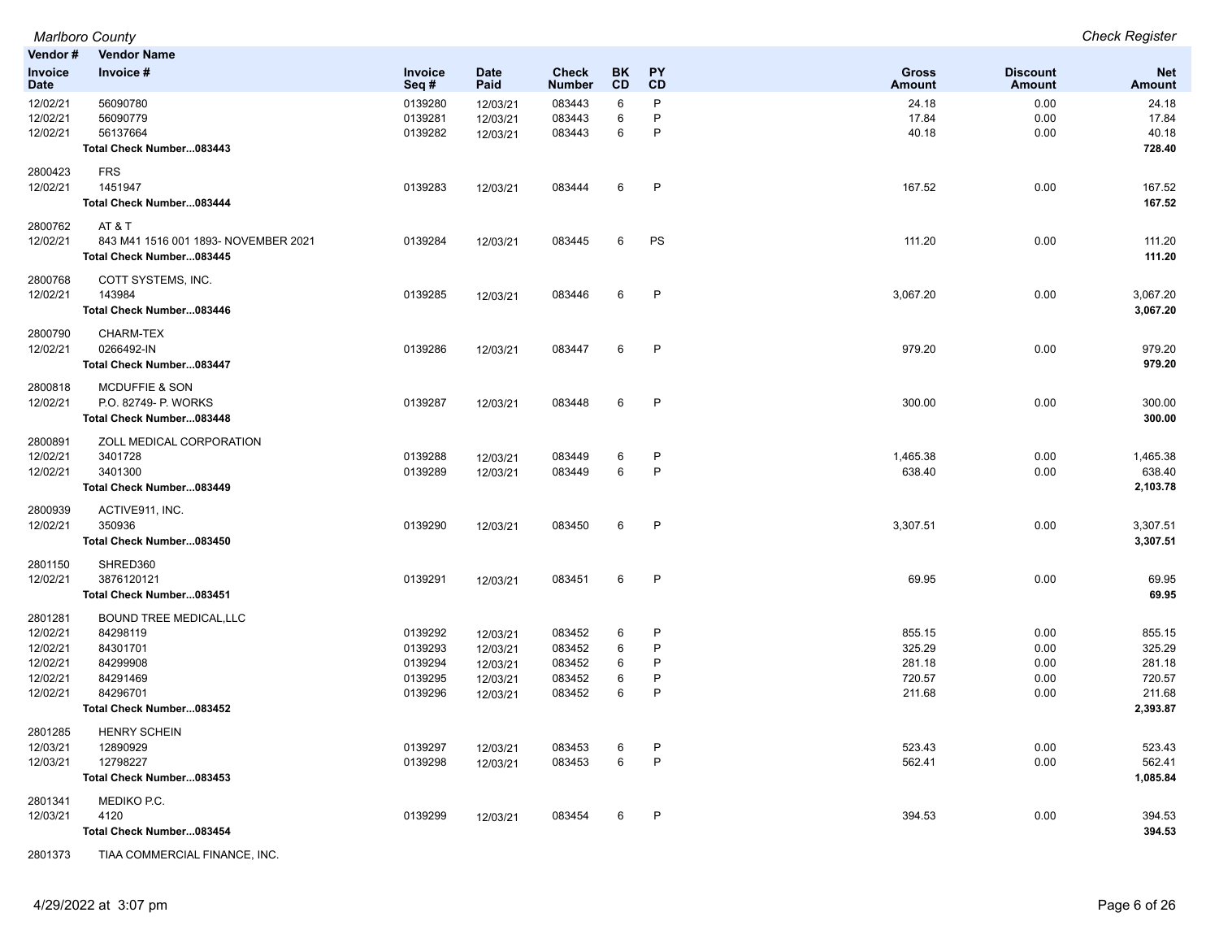| Vendor # Invoice Date | Vendor Name Invoice # | Invoice Seq # | Date Paid | Check Number | BK CD | PY CD | Gross Amount | Discount Amount | Net Amount |
|---|---|---|---|---|---|---|---|---|---|
| 12/02/21 | 56090780 | 0139280 | 12/03/21 | 083443 | 6 | P | 24.18 | 0.00 | 24.18 |
| 12/02/21 | 56090779 | 0139281 | 12/03/21 | 083443 | 6 | P | 17.84 | 0.00 | 17.84 |
| 12/02/21 | 56137664 | 0139282 | 12/03/21 | 083443 | 6 | P | 40.18 | 0.00 | 40.18 |
| | **Total Check Number...083443** | | | | | | | | **728.40** |
| 2800423 | FRS | | | | | | | | |
| 12/02/21 | 1451947 | 0139283 | 12/03/21 | 083444 | 6 | P | 167.52 | 0.00 | 167.52 |
| | **Total Check Number...083444** | | | | | | | | **167.52** |
| 2800762 | AT & T | | | | | | | | |
| 12/02/21 | 843 M41 1516 001 1893- NOVEMBER 2021 | 0139284 | 12/03/21 | 083445 | 6 | PS | 111.20 | 0.00 | 111.20 |
| | **Total Check Number...083445** | | | | | | | | **111.20** |
| 2800768 | COTT SYSTEMS, INC. | | | | | | | | |
| 12/02/21 | 143984 | 0139285 | 12/03/21 | 083446 | 6 | P | 3,067.20 | 0.00 | 3,067.20 |
| | **Total Check Number...083446** | | | | | | | | **3,067.20** |
| 2800790 | CHARM-TEX | | | | | | | | |
| 12/02/21 | 0266492-IN | 0139286 | 12/03/21 | 083447 | 6 | P | 979.20 | 0.00 | 979.20 |
| | **Total Check Number...083447** | | | | | | | | **979.20** |
| 2800818 | MCDUFFIE & SON | | | | | | | | |
| 12/02/21 | P.O. 82749- P. WORKS | 0139287 | 12/03/21 | 083448 | 6 | P | 300.00 | 0.00 | 300.00 |
| | **Total Check Number...083448** | | | | | | | | **300.00** |
| 2800891 | ZOLL MEDICAL CORPORATION | | | | | | | | |
| 12/02/21 | 3401728 | 0139288 | 12/03/21 | 083449 | 6 | P | 1,465.38 | 0.00 | 1,465.38 |
| 12/02/21 | 3401300 | 0139289 | 12/03/21 | 083449 | 6 | P | 638.40 | 0.00 | 638.40 |
| | **Total Check Number...083449** | | | | | | | | **2,103.78** |
| 2800939 | ACTIVE911, INC. | | | | | | | | |
| 12/02/21 | 350936 | 0139290 | 12/03/21 | 083450 | 6 | P | 3,307.51 | 0.00 | 3,307.51 |
| | **Total Check Number...083450** | | | | | | | | **3,307.51** |
| 2801150 | SHRED360 | | | | | | | | |
| 12/02/21 | 3876120121 | 0139291 | 12/03/21 | 083451 | 6 | P | 69.95 | 0.00 | 69.95 |
| | **Total Check Number...083451** | | | | | | | | **69.95** |
| 2801281 | BOUND TREE MEDICAL,LLC | | | | | | | | |
| 12/02/21 | 84298119 | 0139292 | 12/03/21 | 083452 | 6 | P | 855.15 | 0.00 | 855.15 |
| 12/02/21 | 84301701 | 0139293 | 12/03/21 | 083452 | 6 | P | 325.29 | 0.00 | 325.29 |
| 12/02/21 | 84299908 | 0139294 | 12/03/21 | 083452 | 6 | P | 281.18 | 0.00 | 281.18 |
| 12/02/21 | 84291469 | 0139295 | 12/03/21 | 083452 | 6 | P | 720.57 | 0.00 | 720.57 |
| 12/02/21 | 84296701 | 0139296 | 12/03/21 | 083452 | 6 | P | 211.68 | 0.00 | 211.68 |
| | **Total Check Number...083452** | | | | | | | | **2,393.87** |
| 2801285 | HENRY SCHEIN | | | | | | | | |
| 12/03/21 | 12890929 | 0139297 | 12/03/21 | 083453 | 6 | P | 523.43 | 0.00 | 523.43 |
| 12/03/21 | 12798227 | 0139298 | 12/03/21 | 083453 | 6 | P | 562.41 | 0.00 | 562.41 |
| | **Total Check Number...083453** | | | | | | | | **1,085.84** |
| 2801341 | MEDIKO P.C. | | | | | | | | |
| 12/03/21 | 4120 | 0139299 | 12/03/21 | 083454 | 6 | P | 394.53 | 0.00 | 394.53 |
| | **Total Check Number...083454** | | | | | | | | **394.53** |
| 2801373 | TIAA COMMERCIAL FINANCE, INC. | | | | | | | | |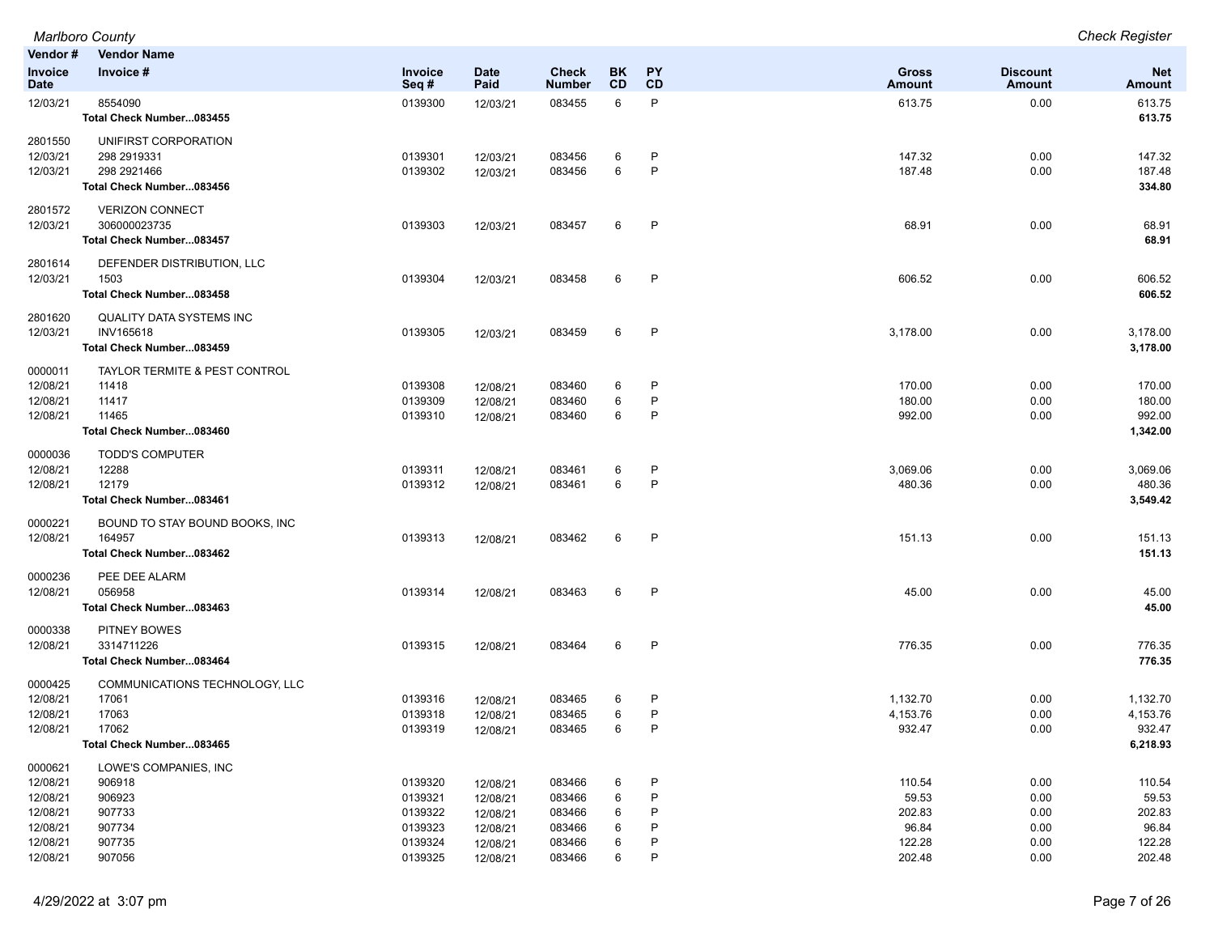| Vendor # | Vendor Name | | | | | | | | |
|---|---|---|---|---|---|---|---|---|---|
| Invoice Date | Invoice # | Invoice Seq # | Date Paid | Check Number | BK CD | PY CD | Gross Amount | Discount Amount | Net Amount |
| 12/03/21 | 8554090 | 0139300 | 12/03/21 | 083455 | 6 | P | 613.75 | 0.00 | 613.75 |
| | **Total Check Number...083455** | | | | | | | | **613.75** |
| 2801550 | UNIFIRST CORPORATION | | | | | | | | |
| 12/03/21 | 298 2919331 | 0139301 | 12/03/21 | 083456 | 6 | P | 147.32 | 0.00 | 147.32 |
| 12/03/21 | 298 2921466 | 0139302 | 12/03/21 | 083456 | 6 | P | 187.48 | 0.00 | 187.48 |
| | **Total Check Number...083456** | | | | | | | | **334.80** |
| 2801572 | VERIZON CONNECT | | | | | | | | |
| 12/03/21 | 306000023735 | 0139303 | 12/03/21 | 083457 | 6 | P | 68.91 | 0.00 | 68.91 |
| | **Total Check Number...083457** | | | | | | | | **68.91** |
| 2801614 | DEFENDER DISTRIBUTION, LLC | | | | | | | | |
| 12/03/21 | 1503 | 0139304 | 12/03/21 | 083458 | 6 | P | 606.52 | 0.00 | 606.52 |
| | **Total Check Number...083458** | | | | | | | | **606.52** |
| 2801620 | QUALITY DATA SYSTEMS INC | | | | | | | | |
| 12/03/21 | INV165618 | 0139305 | 12/03/21 | 083459 | 6 | P | 3,178.00 | 0.00 | 3,178.00 |
| | **Total Check Number...083459** | | | | | | | | **3,178.00** |
| 0000011 | TAYLOR TERMITE & PEST CONTROL | | | | | | | | |
| 12/08/21 | 11418 | 0139308 | 12/08/21 | 083460 | 6 | P | 170.00 | 0.00 | 170.00 |
| 12/08/21 | 11417 | 0139309 | 12/08/21 | 083460 | 6 | P | 180.00 | 0.00 | 180.00 |
| 12/08/21 | 11465 | 0139310 | 12/08/21 | 083460 | 6 | P | 992.00 | 0.00 | 992.00 |
| | **Total Check Number...083460** | | | | | | | | **1,342.00** |
| 0000036 | TODD'S COMPUTER | | | | | | | | |
| 12/08/21 | 12288 | 0139311 | 12/08/21 | 083461 | 6 | P | 3,069.06 | 0.00 | 3,069.06 |
| 12/08/21 | 12179 | 0139312 | 12/08/21 | 083461 | 6 | P | 480.36 | 0.00 | 480.36 |
| | **Total Check Number...083461** | | | | | | | | **3,549.42** |
| 0000221 | BOUND TO STAY BOUND BOOKS, INC | | | | | | | | |
| 12/08/21 | 164957 | 0139313 | 12/08/21 | 083462 | 6 | P | 151.13 | 0.00 | 151.13 |
| | **Total Check Number...083462** | | | | | | | | **151.13** |
| 0000236 | PEE DEE ALARM | | | | | | | | |
| 12/08/21 | 056958 | 0139314 | 12/08/21 | 083463 | 6 | P | 45.00 | 0.00 | 45.00 |
| | **Total Check Number...083463** | | | | | | | | **45.00** |
| 0000338 | PITNEY BOWES | | | | | | | | |
| 12/08/21 | 3314711226 | 0139315 | 12/08/21 | 083464 | 6 | P | 776.35 | 0.00 | 776.35 |
| | **Total Check Number...083464** | | | | | | | | **776.35** |
| 0000425 | COMMUNICATIONS TECHNOLOGY, LLC | | | | | | | | |
| 12/08/21 | 17061 | 0139316 | 12/08/21 | 083465 | 6 | P | 1,132.70 | 0.00 | 1,132.70 |
| 12/08/21 | 17063 | 0139318 | 12/08/21 | 083465 | 6 | P | 4,153.76 | 0.00 | 4,153.76 |
| 12/08/21 | 17062 | 0139319 | 12/08/21 | 083465 | 6 | P | 932.47 | 0.00 | 932.47 |
| | **Total Check Number...083465** | | | | | | | | **6,218.93** |
| 0000621 | LOWE'S COMPANIES, INC | | | | | | | | |
| 12/08/21 | 906918 | 0139320 | 12/08/21 | 083466 | 6 | P | 110.54 | 0.00 | 110.54 |
| 12/08/21 | 906923 | 0139321 | 12/08/21 | 083466 | 6 | P | 59.53 | 0.00 | 59.53 |
| 12/08/21 | 907733 | 0139322 | 12/08/21 | 083466 | 6 | P | 202.83 | 0.00 | 202.83 |
| 12/08/21 | 907734 | 0139323 | 12/08/21 | 083466 | 6 | P | 96.84 | 0.00 | 96.84 |
| 12/08/21 | 907735 | 0139324 | 12/08/21 | 083466 | 6 | P | 122.28 | 0.00 | 122.28 |
| 12/08/21 | 907056 | 0139325 | 12/08/21 | 083466 | 6 | P | 202.48 | 0.00 | 202.48 |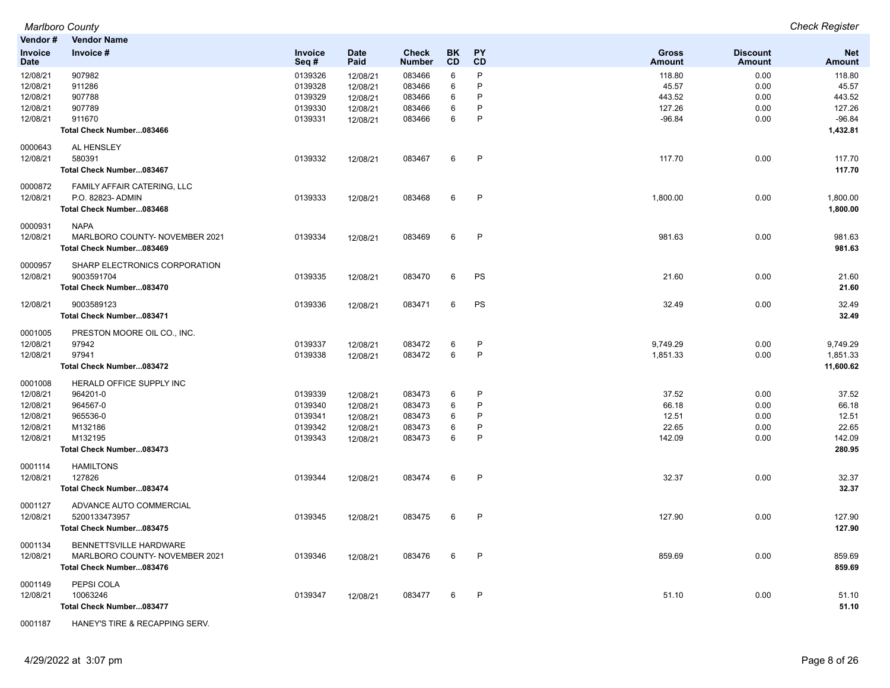| Vendor # | Vendor Name | | | | | | | | |
|---|---|---|---|---|---|---|---|---|---|
| Invoice Date | Invoice # | Invoice Seq # | Date Paid | Check Number | BK CD | PY CD | Gross Amount | Discount Amount | Net Amount |
| 12/08/21 | 907982 | 0139326 | 12/08/21 | 083466 | 6 | P | 118.80 | 0.00 | 118.80 |
| 12/08/21 | 911286 | 0139328 | 12/08/21 | 083466 | 6 | P | 45.57 | 0.00 | 45.57 |
| 12/08/21 | 907788 | 0139329 | 12/08/21 | 083466 | 6 | P | 443.52 | 0.00 | 443.52 |
| 12/08/21 | 907789 | 0139330 | 12/08/21 | 083466 | 6 | P | 127.26 | 0.00 | 127.26 |
| 12/08/21 | 911670 | 0139331 | 12/08/21 | 083466 | 6 | P | -96.84 | 0.00 | -96.84 |
| | **Total Check Number...083466** | | | | | | | | **1,432.81** |
| 0000643 | AL HENSLEY | | | | | | | | |
| 12/08/21 | 580391 | 0139332 | 12/08/21 | 083467 | 6 | P | 117.70 | 0.00 | 117.70 |
| | **Total Check Number...083467** | | | | | | | | **117.70** |
| 0000872 | FAMILY AFFAIR CATERING, LLC | | | | | | | | |
| 12/08/21 | P.O. 82823- ADMIN | 0139333 | 12/08/21 | 083468 | 6 | P | 1,800.00 | 0.00 | 1,800.00 |
| | **Total Check Number...083468** | | | | | | | | **1,800.00** |
| 0000931 | NAPA | | | | | | | | |
| 12/08/21 | MARLBORO COUNTY- NOVEMBER 2021 | 0139334 | 12/08/21 | 083469 | 6 | P | 981.63 | 0.00 | 981.63 |
| | **Total Check Number...083469** | | | | | | | | **981.63** |
| 0000957 | SHARP ELECTRONICS CORPORATION | | | | | | | | |
| 12/08/21 | 9003591704 | 0139335 | 12/08/21 | 083470 | 6 | PS | 21.60 | 0.00 | 21.60 |
| | **Total Check Number...083470** | | | | | | | | **21.60** |
| 12/08/21 | 9003589123 | 0139336 | 12/08/21 | 083471 | 6 | PS | 32.49 | 0.00 | 32.49 |
| | **Total Check Number...083471** | | | | | | | | **32.49** |
| 0001005 | PRESTON MOORE OIL CO., INC. | | | | | | | | |
| 12/08/21 | 97942 | 0139337 | 12/08/21 | 083472 | 6 | P | 9,749.29 | 0.00 | 9,749.29 |
| 12/08/21 | 97941 | 0139338 | 12/08/21 | 083472 | 6 | P | 1,851.33 | 0.00 | 1,851.33 |
| | **Total Check Number...083472** | | | | | | | | **11,600.62** |
| 0001008 | HERALD OFFICE SUPPLY INC | | | | | | | | |
| 12/08/21 | 964201-0 | 0139339 | 12/08/21 | 083473 | 6 | P | 37.52 | 0.00 | 37.52 |
| 12/08/21 | 964567-0 | 0139340 | 12/08/21 | 083473 | 6 | P | 66.18 | 0.00 | 66.18 |
| 12/08/21 | 965536-0 | 0139341 | 12/08/21 | 083473 | 6 | P | 12.51 | 0.00 | 12.51 |
| 12/08/21 | M132186 | 0139342 | 12/08/21 | 083473 | 6 | P | 22.65 | 0.00 | 22.65 |
| 12/08/21 | M132195 | 0139343 | 12/08/21 | 083473 | 6 | P | 142.09 | 0.00 | 142.09 |
| | **Total Check Number...083473** | | | | | | | | **280.95** |
| 0001114 | HAMILTONS | | | | | | | | |
| 12/08/21 | 127826 | 0139344 | 12/08/21 | 083474 | 6 | P | 32.37 | 0.00 | 32.37 |
| | **Total Check Number...083474** | | | | | | | | **32.37** |
| 0001127 | ADVANCE AUTO COMMERCIAL | | | | | | | | |
| 12/08/21 | 5200133473957 | 0139345 | 12/08/21 | 083475 | 6 | P | 127.90 | 0.00 | 127.90 |
| | **Total Check Number...083475** | | | | | | | | **127.90** |
| 0001134 | BENNETTSVILLE HARDWARE | | | | | | | | |
| 12/08/21 | MARLBORO COUNTY- NOVEMBER 2021 | 0139346 | 12/08/21 | 083476 | 6 | P | 859.69 | 0.00 | 859.69 |
| | **Total Check Number...083476** | | | | | | | | **859.69** |
| 0001149 | PEPSI COLA | | | | | | | | |
| 12/08/21 | 10063246 | 0139347 | 12/08/21 | 083477 | 6 | P | 51.10 | 0.00 | 51.10 |
| | **Total Check Number...083477** | | | | | | | | **51.10** |
| 0001187 | HANEY'S TIRE & RECAPPING SERV. | | | | | | | | |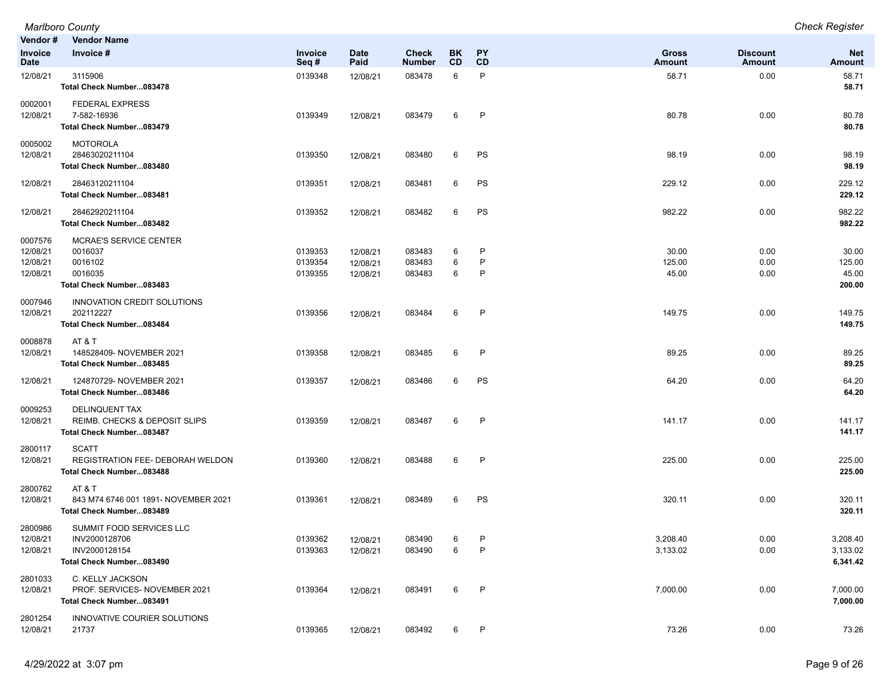| Vendor # / Invoice Date | Vendor Name / Invoice # | Invoice Seq # | Date Paid | Check Number | BK CD | PY CD | Gross Amount | Discount Amount | Net Amount |
|---|---|---|---|---|---|---|---|---|---|
| 12/08/21 | 3115906 | 0139348 | 12/08/21 | 083478 | 6 | P | 58.71 | 0.00 | 58.71 |
| | **Total Check Number...083478** | | | | | | | | **58.71** |
| 0002001 | FEDERAL EXPRESS | | | | | | | | |
| 12/08/21 | 7-582-16936 | 0139349 | 12/08/21 | 083479 | 6 | P | 80.78 | 0.00 | 80.78 |
| | **Total Check Number...083479** | | | | | | | | **80.78** |
| 0005002 | MOTOROLA | | | | | | | | |
| 12/08/21 | 28463020211104 | 0139350 | 12/08/21 | 083480 | 6 | PS | 98.19 | 0.00 | 98.19 |
| | **Total Check Number...083480** | | | | | | | | **98.19** |
| 12/08/21 | 28463120211104 | 0139351 | 12/08/21 | 083481 | 6 | PS | 229.12 | 0.00 | 229.12 |
| | **Total Check Number...083481** | | | | | | | | **229.12** |
| 12/08/21 | 28462920211104 | 0139352 | 12/08/21 | 083482 | 6 | PS | 982.22 | 0.00 | 982.22 |
| | **Total Check Number...083482** | | | | | | | | **982.22** |
| 0007576 | MCRAE'S SERVICE CENTER | | | | | | | | |
| 12/08/21 | 0016037 | 0139353 | 12/08/21 | 083483 | 6 | P | 30.00 | 0.00 | 30.00 |
| 12/08/21 | 0016102 | 0139354 | 12/08/21 | 083483 | 6 | P | 125.00 | 0.00 | 125.00 |
| 12/08/21 | 0016035 | 0139355 | 12/08/21 | 083483 | 6 | P | 45.00 | 0.00 | 45.00 |
| | **Total Check Number...083483** | | | | | | | | **200.00** |
| 0007946 | INNOVATION CREDIT SOLUTIONS | | | | | | | | |
| 12/08/21 | 202112227 | 0139356 | 12/08/21 | 083484 | 6 | P | 149.75 | 0.00 | 149.75 |
| | **Total Check Number...083484** | | | | | | | | **149.75** |
| 0008878 | AT & T | | | | | | | | |
| 12/08/21 | 148528409- NOVEMBER 2021 | 0139358 | 12/08/21 | 083485 | 6 | P | 89.25 | 0.00 | 89.25 |
| | **Total Check Number...083485** | | | | | | | | **89.25** |
| 12/08/21 | 124870729- NOVEMBER 2021 | 0139357 | 12/08/21 | 083486 | 6 | PS | 64.20 | 0.00 | 64.20 |
| | **Total Check Number...083486** | | | | | | | | **64.20** |
| 0009253 | DELINQUENT TAX | | | | | | | | |
| 12/08/21 | REIMB. CHECKS & DEPOSIT SLIPS | 0139359 | 12/08/21 | 083487 | 6 | P | 141.17 | 0.00 | 141.17 |
| | **Total Check Number...083487** | | | | | | | | **141.17** |
| 2800117 | SCATT | | | | | | | | |
| 12/08/21 | REGISTRATION FEE- DEBORAH WELDON | 0139360 | 12/08/21 | 083488 | 6 | P | 225.00 | 0.00 | 225.00 |
| | **Total Check Number...083488** | | | | | | | | **225.00** |
| 2800762 | AT & T | | | | | | | | |
| 12/08/21 | 843 M74 6746 001 1891- NOVEMBER 2021 | 0139361 | 12/08/21 | 083489 | 6 | PS | 320.11 | 0.00 | 320.11 |
| | **Total Check Number...083489** | | | | | | | | **320.11** |
| 2800986 | SUMMIT FOOD SERVICES LLC | | | | | | | | |
| 12/08/21 | INV2000128706 | 0139362 | 12/08/21 | 083490 | 6 | P | 3,208.40 | 0.00 | 3,208.40 |
| 12/08/21 | INV2000128154 | 0139363 | 12/08/21 | 083490 | 6 | P | 3,133.02 | 0.00 | 3,133.02 |
| | **Total Check Number...083490** | | | | | | | | **6,341.42** |
| 2801033 | C. KELLY JACKSON | | | | | | | | |
| 12/08/21 | PROF. SERVICES- NOVEMBER 2021 | 0139364 | 12/08/21 | 083491 | 6 | P | 7,000.00 | 0.00 | 7,000.00 |
| | **Total Check Number...083491** | | | | | | | | **7,000.00** |
| 2801254 | INNOVATIVE COURIER SOLUTIONS | | | | | | | | |
| 12/08/21 | 21737 | 0139365 | 12/08/21 | 083492 | 6 | P | 73.26 | 0.00 | 73.26 |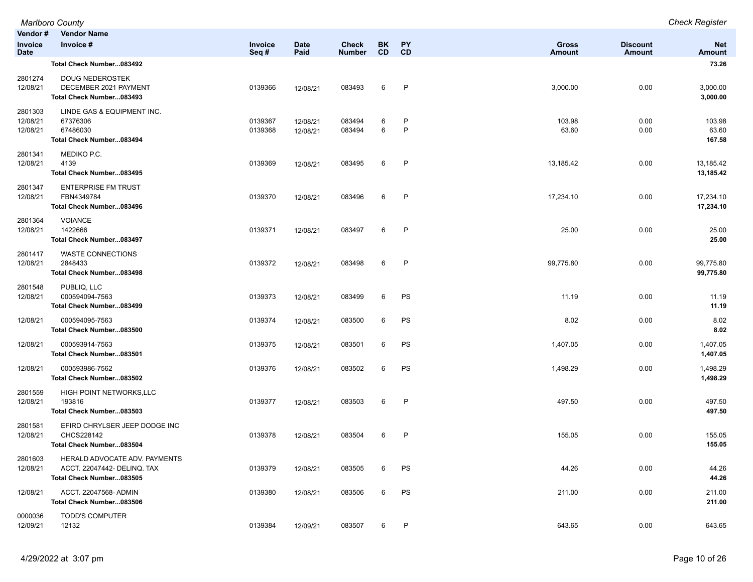| Vendor # / Invoice Date | Vendor Name / Invoice # | Invoice Seq # | Date Paid | Check Number | BK CD | PY CD | Gross Amount | Discount Amount | Net Amount |
|---|---|---|---|---|---|---|---|---|---|
| | **Total Check Number...083492** | | | | | | | | **73.26** |
| 2801274 | DOUG NEDEROSTEK | | | | | | | | |
| 12/08/21 | DECEMBER 2021 PAYMENT | 0139366 | 12/08/21 | 083493 | 6 | P | 3,000.00 | 0.00 | 3,000.00 |
| | **Total Check Number...083493** | | | | | | | | **3,000.00** |
| 2801303 | LINDE GAS & EQUIPMENT INC. | | | | | | | | |
| 12/08/21 | 67376306 | 0139367 | 12/08/21 | 083494 | 6 | P | 103.98 | 0.00 | 103.98 |
| 12/08/21 | 67486030 | 0139368 | 12/08/21 | 083494 | 6 | P | 63.60 | 0.00 | 63.60 |
| | **Total Check Number...083494** | | | | | | | | **167.58** |
| 2801341 | MEDIKO P.C. | | | | | | | | |
| 12/08/21 | 4139 | 0139369 | 12/08/21 | 083495 | 6 | P | 13,185.42 | 0.00 | 13,185.42 |
| | **Total Check Number...083495** | | | | | | | | **13,185.42** |
| 2801347 | ENTERPRISE FM TRUST | | | | | | | | |
| 12/08/21 | FBN4349784 | 0139370 | 12/08/21 | 083496 | 6 | P | 17,234.10 | 0.00 | 17,234.10 |
| | **Total Check Number...083496** | | | | | | | | **17,234.10** |
| 2801364 | VOIANCE | | | | | | | | |
| 12/08/21 | 1422666 | 0139371 | 12/08/21 | 083497 | 6 | P | 25.00 | 0.00 | 25.00 |
| | **Total Check Number...083497** | | | | | | | | **25.00** |
| 2801417 | WASTE CONNECTIONS | | | | | | | | |
| 12/08/21 | 2848433 | 0139372 | 12/08/21 | 083498 | 6 | P | 99,775.80 | 0.00 | 99,775.80 |
| | **Total Check Number...083498** | | | | | | | | **99,775.80** |
| 2801548 | PUBLIQ, LLC | | | | | | | | |
| 12/08/21 | 000594094-7563 | 0139373 | 12/08/21 | 083499 | 6 | PS | 11.19 | 0.00 | 11.19 |
| | **Total Check Number...083499** | | | | | | | | **11.19** |
| 12/08/21 | 000594095-7563 | 0139374 | 12/08/21 | 083500 | 6 | PS | 8.02 | 0.00 | 8.02 |
| | **Total Check Number...083500** | | | | | | | | **8.02** |
| 12/08/21 | 000593914-7563 | 0139375 | 12/08/21 | 083501 | 6 | PS | 1,407.05 | 0.00 | 1,407.05 |
| | **Total Check Number...083501** | | | | | | | | **1,407.05** |
| 12/08/21 | 000593986-7562 | 0139376 | 12/08/21 | 083502 | 6 | PS | 1,498.29 | 0.00 | 1,498.29 |
| | **Total Check Number...083502** | | | | | | | | **1,498.29** |
| 2801559 | HIGH POINT NETWORKS,LLC | | | | | | | | |
| 12/08/21 | 193816 | 0139377 | 12/08/21 | 083503 | 6 | P | 497.50 | 0.00 | 497.50 |
| | **Total Check Number...083503** | | | | | | | | **497.50** |
| 2801581 | EFIRD CHRYLSER JEEP DODGE INC | | | | | | | | |
| 12/08/21 | CHCS228142 | 0139378 | 12/08/21 | 083504 | 6 | P | 155.05 | 0.00 | 155.05 |
| | **Total Check Number...083504** | | | | | | | | **155.05** |
| 2801603 | HERALD ADVOCATE ADV. PAYMENTS | | | | | | | | |
| 12/08/21 | ACCT. 22047442- DELINQ. TAX | 0139379 | 12/08/21 | 083505 | 6 | PS | 44.26 | 0.00 | 44.26 |
| | **Total Check Number...083505** | | | | | | | | **44.26** |
| 12/08/21 | ACCT. 22047568- ADMIN | 0139380 | 12/08/21 | 083506 | 6 | PS | 211.00 | 0.00 | 211.00 |
| | **Total Check Number...083506** | | | | | | | | **211.00** |
| 0000036 | TODD'S COMPUTER | | | | | | | | |
| 12/09/21 | 12132 | 0139384 | 12/09/21 | 083507 | 6 | P | 643.65 | 0.00 | 643.65 |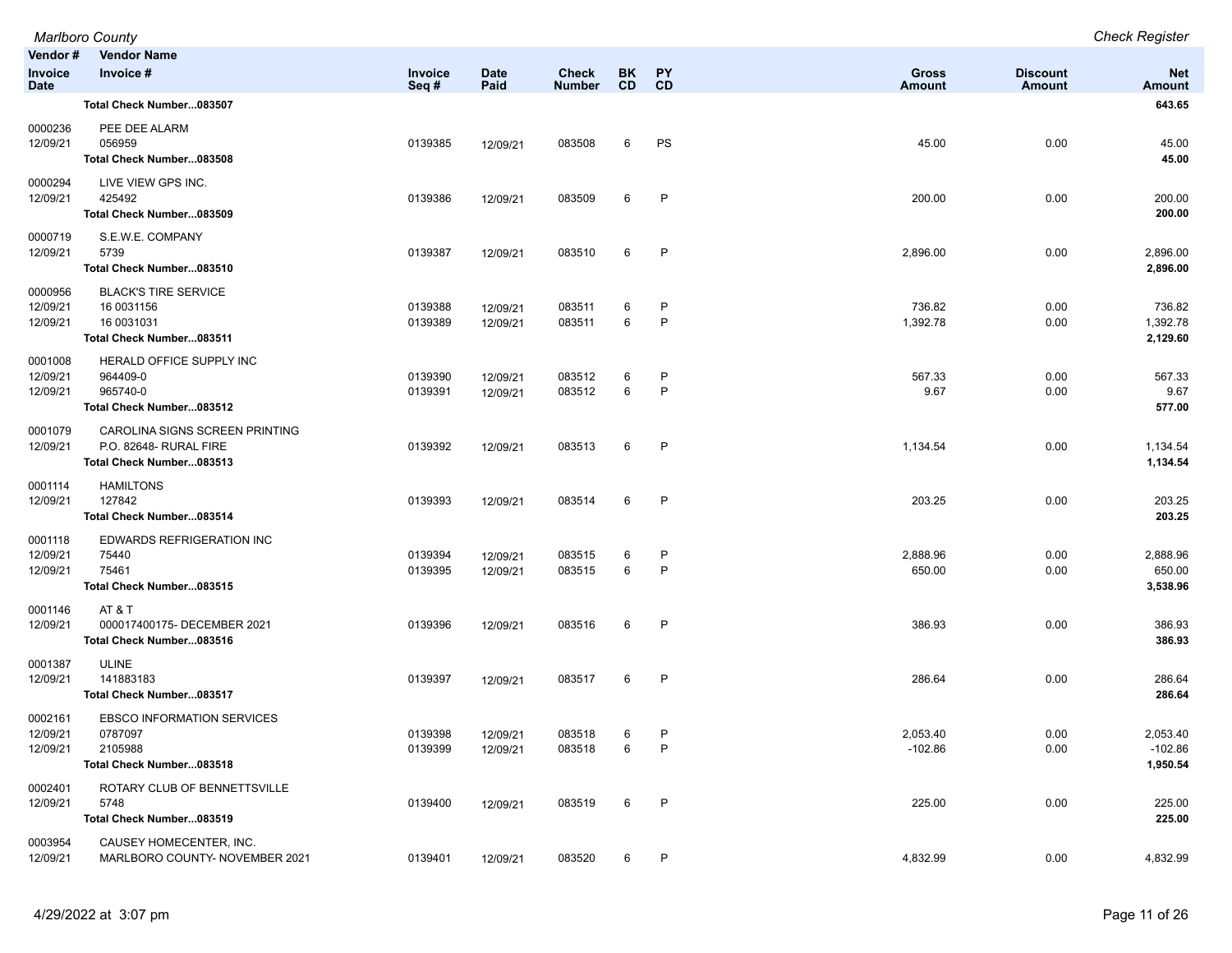| Vendor # / Invoice Date | Vendor Name / Invoice # | Invoice Seq # | Date Paid | Check Number | BK CD | PY CD | Gross Amount | Discount Amount | Net Amount |
|---|---|---|---|---|---|---|---|---|---|
| | **Total Check Number...083507** | | | | | | | | **643.65** |
| 0000236 | PEE DEE ALARM | | | | | | | | |
| 12/09/21 | 056959 | 0139385 | 12/09/21 | 083508 | 6 | PS | 45.00 | 0.00 | 45.00 |
| | **Total Check Number...083508** | | | | | | | | **45.00** |
| 0000294 | LIVE VIEW GPS INC. | | | | | | | | |
| 12/09/21 | 425492 | 0139386 | 12/09/21 | 083509 | 6 | P | 200.00 | 0.00 | 200.00 |
| | **Total Check Number...083509** | | | | | | | | **200.00** |
| 0000719 | S.E.W.E. COMPANY | | | | | | | | |
| 12/09/21 | 5739 | 0139387 | 12/09/21 | 083510 | 6 | P | 2,896.00 | 0.00 | 2,896.00 |
| | **Total Check Number...083510** | | | | | | | | **2,896.00** |
| 0000956 | BLACK'S TIRE SERVICE | | | | | | | | |
| 12/09/21 | 16 0031156 | 0139388 | 12/09/21 | 083511 | 6 | P | 736.82 | 0.00 | 736.82 |
| 12/09/21 | 16 0031031 | 0139389 | 12/09/21 | 083511 | 6 | P | 1,392.78 | 0.00 | 1,392.78 |
| | **Total Check Number...083511** | | | | | | | | **2,129.60** |
| 0001008 | HERALD OFFICE SUPPLY INC | | | | | | | | |
| 12/09/21 | 964409-0 | 0139390 | 12/09/21 | 083512 | 6 | P | 567.33 | 0.00 | 567.33 |
| 12/09/21 | 965740-0 | 0139391 | 12/09/21 | 083512 | 6 | P | 9.67 | 0.00 | 9.67 |
| | **Total Check Number...083512** | | | | | | | | **577.00** |
| 0001079 | CAROLINA SIGNS SCREEN PRINTING | | | | | | | | |
| 12/09/21 | P.O. 82648- RURAL FIRE | 0139392 | 12/09/21 | 083513 | 6 | P | 1,134.54 | 0.00 | 1,134.54 |
| | **Total Check Number...083513** | | | | | | | | **1,134.54** |
| 0001114 | HAMILTONS | | | | | | | | |
| 12/09/21 | 127842 | 0139393 | 12/09/21 | 083514 | 6 | P | 203.25 | 0.00 | 203.25 |
| | **Total Check Number...083514** | | | | | | | | **203.25** |
| 0001118 | EDWARDS REFRIGERATION INC | | | | | | | | |
| 12/09/21 | 75440 | 0139394 | 12/09/21 | 083515 | 6 | P | 2,888.96 | 0.00 | 2,888.96 |
| 12/09/21 | 75461 | 0139395 | 12/09/21 | 083515 | 6 | P | 650.00 | 0.00 | 650.00 |
| | **Total Check Number...083515** | | | | | | | | **3,538.96** |
| 0001146 | AT & T | | | | | | | | |
| 12/09/21 | 000017400175- DECEMBER 2021 | 0139396 | 12/09/21 | 083516 | 6 | P | 386.93 | 0.00 | 386.93 |
| | **Total Check Number...083516** | | | | | | | | **386.93** |
| 0001387 | ULINE | | | | | | | | |
| 12/09/21 | 141883183 | 0139397 | 12/09/21 | 083517 | 6 | P | 286.64 | 0.00 | 286.64 |
| | **Total Check Number...083517** | | | | | | | | **286.64** |
| 0002161 | EBSCO INFORMATION SERVICES | | | | | | | | |
| 12/09/21 | 0787097 | 0139398 | 12/09/21 | 083518 | 6 | P | 2,053.40 | 0.00 | 2,053.40 |
| 12/09/21 | 2105988 | 0139399 | 12/09/21 | 083518 | 6 | P | -102.86 | 0.00 | -102.86 |
| | **Total Check Number...083518** | | | | | | | | **1,950.54** |
| 0002401 | ROTARY CLUB OF BENNETTSVILLE | | | | | | | | |
| 12/09/21 | 5748 | 0139400 | 12/09/21 | 083519 | 6 | P | 225.00 | 0.00 | 225.00 |
| | **Total Check Number...083519** | | | | | | | | **225.00** |
| 0003954 | CAUSEY HOMECENTER, INC. | | | | | | | | |
| 12/09/21 | MARLBORO COUNTY- NOVEMBER 2021 | 0139401 | 12/09/21 | 083520 | 6 | P | 4,832.99 | 0.00 | 4,832.99 |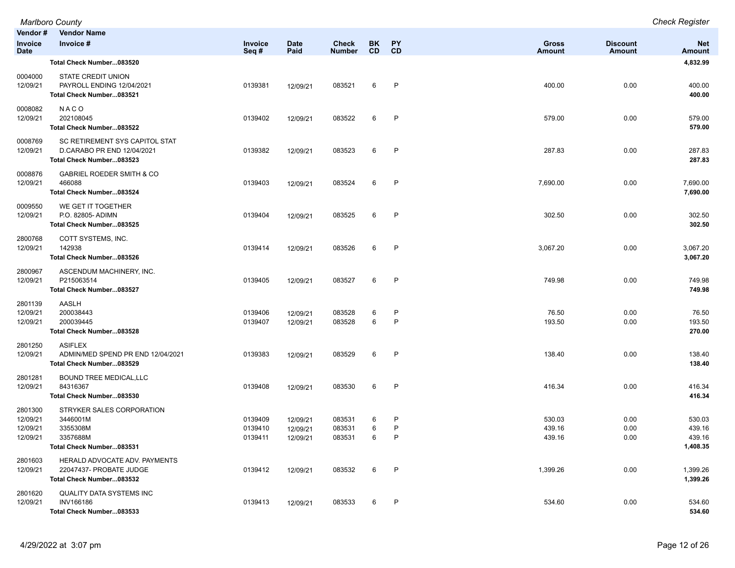| Vendor # | Vendor Name | | | | | | | | |
|---|---|---|---|---|---|---|---|---|---|
| Invoice Date | Invoice # | Invoice Seq # | Date Paid | Check Number | BK CD | PY CD | Gross Amount | Discount Amount | Net Amount |
| | **Total Check Number...083520** | | | | | | | | **4,832.99** |
| 0004000 | STATE CREDIT UNION | | | | | | | | |
| 12/09/21 | PAYROLL ENDING 12/04/2021 | 0139381 | 12/09/21 | 083521 | 6 | P | 400.00 | 0.00 | 400.00 |
| | **Total Check Number...083521** | | | | | | | | **400.00** |
| 0008082 | N A C O | | | | | | | | |
| 12/09/21 | 202108045 | 0139402 | 12/09/21 | 083522 | 6 | P | 579.00 | 0.00 | 579.00 |
| | **Total Check Number...083522** | | | | | | | | **579.00** |
| 0008769 | SC RETIREMENT SYS CAPITOL STAT | | | | | | | | |
| 12/09/21 | D.CARABO PR END 12/04/2021 | 0139382 | 12/09/21 | 083523 | 6 | P | 287.83 | 0.00 | 287.83 |
| | **Total Check Number...083523** | | | | | | | | **287.83** |
| 0008876 | GABRIEL ROEDER SMITH & CO | | | | | | | | |
| 12/09/21 | 466088 | 0139403 | 12/09/21 | 083524 | 6 | P | 7,690.00 | 0.00 | 7,690.00 |
| | **Total Check Number...083524** | | | | | | | | **7,690.00** |
| 0009550 | WE GET IT TOGETHER | | | | | | | | |
| 12/09/21 | P.O. 82805- ADIMN | 0139404 | 12/09/21 | 083525 | 6 | P | 302.50 | 0.00 | 302.50 |
| | **Total Check Number...083525** | | | | | | | | **302.50** |
| 2800768 | COTT SYSTEMS, INC. | | | | | | | | |
| 12/09/21 | 142938 | 0139414 | 12/09/21 | 083526 | 6 | P | 3,067.20 | 0.00 | 3,067.20 |
| | **Total Check Number...083526** | | | | | | | | **3,067.20** |
| 2800967 | ASCENDUM MACHINERY, INC. | | | | | | | | |
| 12/09/21 | P215063514 | 0139405 | 12/09/21 | 083527 | 6 | P | 749.98 | 0.00 | 749.98 |
| | **Total Check Number...083527** | | | | | | | | **749.98** |
| 2801139 | AASLH | | | | | | | | |
| 12/09/21 | 200038443 | 0139406 | 12/09/21 | 083528 | 6 | P | 76.50 | 0.00 | 76.50 |
| 12/09/21 | 200039445 | 0139407 | 12/09/21 | 083528 | 6 | P | 193.50 | 0.00 | 193.50 |
| | **Total Check Number...083528** | | | | | | | | **270.00** |
| 2801250 | ASIFLEX | | | | | | | | |
| 12/09/21 | ADMIN/MED SPEND PR END 12/04/2021 | 0139383 | 12/09/21 | 083529 | 6 | P | 138.40 | 0.00 | 138.40 |
| | **Total Check Number...083529** | | | | | | | | **138.40** |
| 2801281 | BOUND TREE MEDICAL,LLC | | | | | | | | |
| 12/09/21 | 84316367 | 0139408 | 12/09/21 | 083530 | 6 | P | 416.34 | 0.00 | 416.34 |
| | **Total Check Number...083530** | | | | | | | | **416.34** |
| 2801300 | STRYKER SALES CORPORATION | | | | | | | | |
| 12/09/21 | 3446001M | 0139409 | 12/09/21 | 083531 | 6 | P | 530.03 | 0.00 | 530.03 |
| 12/09/21 | 3355308M | 0139410 | 12/09/21 | 083531 | 6 | P | 439.16 | 0.00 | 439.16 |
| 12/09/21 | 3357688M | 0139411 | 12/09/21 | 083531 | 6 | P | 439.16 | 0.00 | 439.16 |
| | **Total Check Number...083531** | | | | | | | | **1,408.35** |
| 2801603 | HERALD ADVOCATE ADV. PAYMENTS | | | | | | | | |
| 12/09/21 | 22047437- PROBATE JUDGE | 0139412 | 12/09/21 | 083532 | 6 | P | 1,399.26 | 0.00 | 1,399.26 |
| | **Total Check Number...083532** | | | | | | | | **1,399.26** |
| 2801620 | QUALITY DATA SYSTEMS INC | | | | | | | | |
| 12/09/21 | INV166186 | 0139413 | 12/09/21 | 083533 | 6 | P | 534.60 | 0.00 | 534.60 |
| | **Total Check Number...083533** | | | | | | | | **534.60** |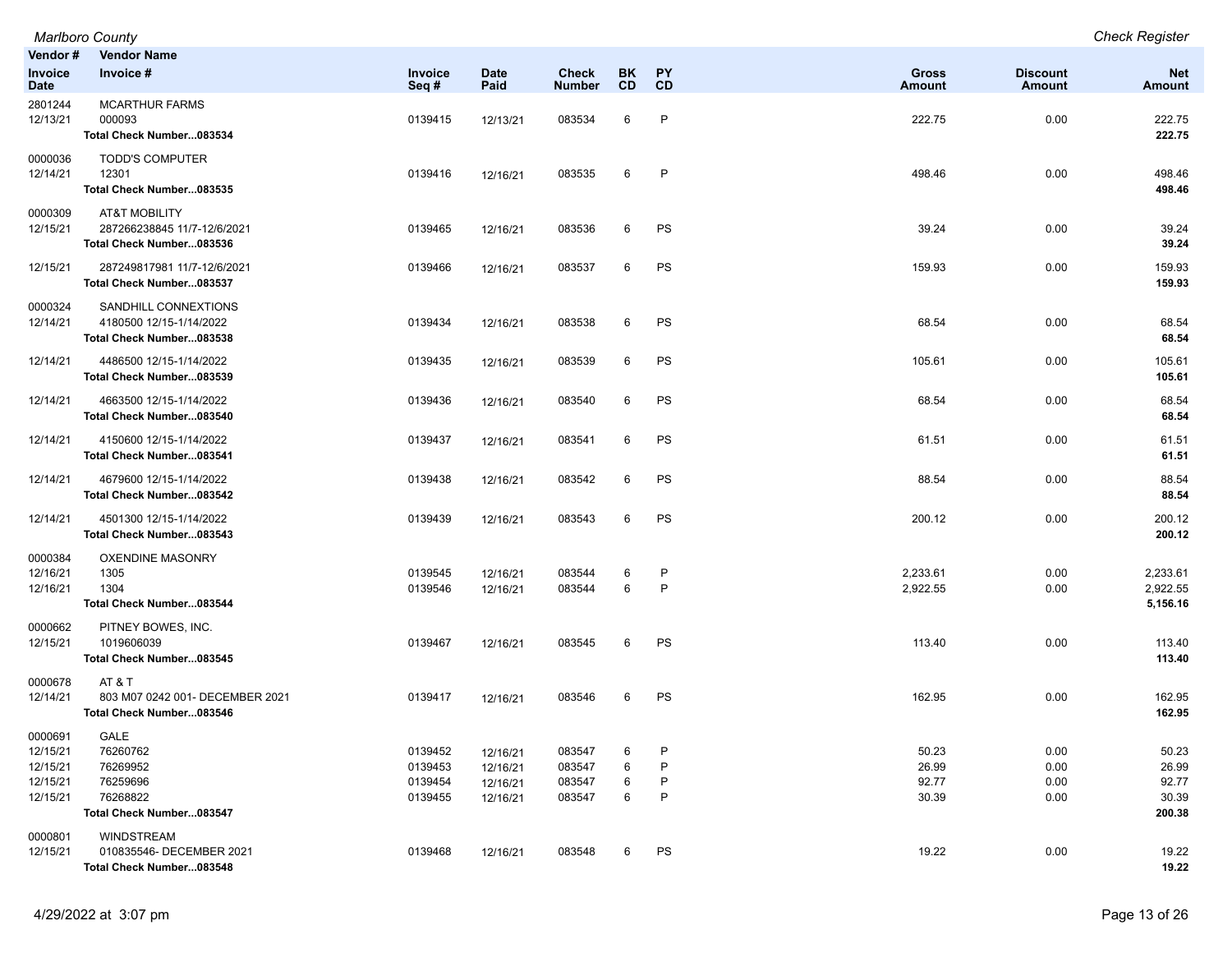| Vendor # Invoice Date | Vendor Name Invoice # | Invoice Seq # | Date Paid | Check Number | BK CD | PY CD | Gross Amount | Discount Amount | Net Amount |
|---|---|---|---|---|---|---|---|---|---|
| 2801244 | MCARTHUR FARMS | | | | | | | | |
| 12/13/21 | 000093 | 0139415 | 12/13/21 | 083534 | 6 | P | 222.75 | 0.00 | 222.75 |
| | **Total Check Number...083534** | | | | | | | | **222.75** |
| 0000036 | TODD'S COMPUTER | | | | | | | | |
| 12/14/21 | 12301 | 0139416 | 12/16/21 | 083535 | 6 | P | 498.46 | 0.00 | 498.46 |
| | **Total Check Number...083535** | | | | | | | | **498.46** |
| 0000309 | AT&T MOBILITY | | | | | | | | |
| 12/15/21 | 287266238845 11/7-12/6/2021 | 0139465 | 12/16/21 | 083536 | 6 | PS | 39.24 | 0.00 | 39.24 |
| | **Total Check Number...083536** | | | | | | | | **39.24** |
| 12/15/21 | 287249817981 11/7-12/6/2021 | 0139466 | 12/16/21 | 083537 | 6 | PS | 159.93 | 0.00 | 159.93 |
| | **Total Check Number...083537** | | | | | | | | **159.93** |
| 0000324 | SANDHILL CONNEXTIONS | | | | | | | | |
| 12/14/21 | 4180500 12/15-1/14/2022 | 0139434 | 12/16/21 | 083538 | 6 | PS | 68.54 | 0.00 | 68.54 |
| | **Total Check Number...083538** | | | | | | | | **68.54** |
| 12/14/21 | 4486500 12/15-1/14/2022 | 0139435 | 12/16/21 | 083539 | 6 | PS | 105.61 | 0.00 | 105.61 |
| | **Total Check Number...083539** | | | | | | | | **105.61** |
| 12/14/21 | 4663500 12/15-1/14/2022 | 0139436 | 12/16/21 | 083540 | 6 | PS | 68.54 | 0.00 | 68.54 |
| | **Total Check Number...083540** | | | | | | | | **68.54** |
| 12/14/21 | 4150600 12/15-1/14/2022 | 0139437 | 12/16/21 | 083541 | 6 | PS | 61.51 | 0.00 | 61.51 |
| | **Total Check Number...083541** | | | | | | | | **61.51** |
| 12/14/21 | 4679600 12/15-1/14/2022 | 0139438 | 12/16/21 | 083542 | 6 | PS | 88.54 | 0.00 | 88.54 |
| | **Total Check Number...083542** | | | | | | | | **88.54** |
| 12/14/21 | 4501300 12/15-1/14/2022 | 0139439 | 12/16/21 | 083543 | 6 | PS | 200.12 | 0.00 | 200.12 |
| | **Total Check Number...083543** | | | | | | | | **200.12** |
| 0000384 | OXENDINE MASONRY | | | | | | | | |
| 12/16/21 | 1305 | 0139545 | 12/16/21 | 083544 | 6 | P | 2,233.61 | 0.00 | 2,233.61 |
| 12/16/21 | 1304 | 0139546 | 12/16/21 | 083544 | 6 | P | 2,922.55 | 0.00 | 2,922.55 |
| | **Total Check Number...083544** | | | | | | | | **5,156.16** |
| 0000662 | PITNEY BOWES, INC. | | | | | | | | |
| 12/15/21 | 1019606039 | 0139467 | 12/16/21 | 083545 | 6 | PS | 113.40 | 0.00 | 113.40 |
| | **Total Check Number...083545** | | | | | | | | **113.40** |
| 0000678 | AT & T | | | | | | | | |
| 12/14/21 | 803 M07 0242 001- DECEMBER 2021 | 0139417 | 12/16/21 | 083546 | 6 | PS | 162.95 | 0.00 | 162.95 |
| | **Total Check Number...083546** | | | | | | | | **162.95** |
| 0000691 | GALE | | | | | | | | |
| 12/15/21 | 76260762 | 0139452 | 12/16/21 | 083547 | 6 | P | 50.23 | 0.00 | 50.23 |
| 12/15/21 | 76269952 | 0139453 | 12/16/21 | 083547 | 6 | P | 26.99 | 0.00 | 26.99 |
| 12/15/21 | 76259696 | 0139454 | 12/16/21 | 083547 | 6 | P | 92.77 | 0.00 | 92.77 |
| 12/15/21 | 76268822 | 0139455 | 12/16/21 | 083547 | 6 | P | 30.39 | 0.00 | 30.39 |
| | **Total Check Number...083547** | | | | | | | | **200.38** |
| 0000801 | WINDSTREAM | | | | | | | | |
| 12/15/21 | 010835546- DECEMBER 2021 | 0139468 | 12/16/21 | 083548 | 6 | PS | 19.22 | 0.00 | 19.22 |
| | **Total Check Number...083548** | | | | | | | | **19.22** |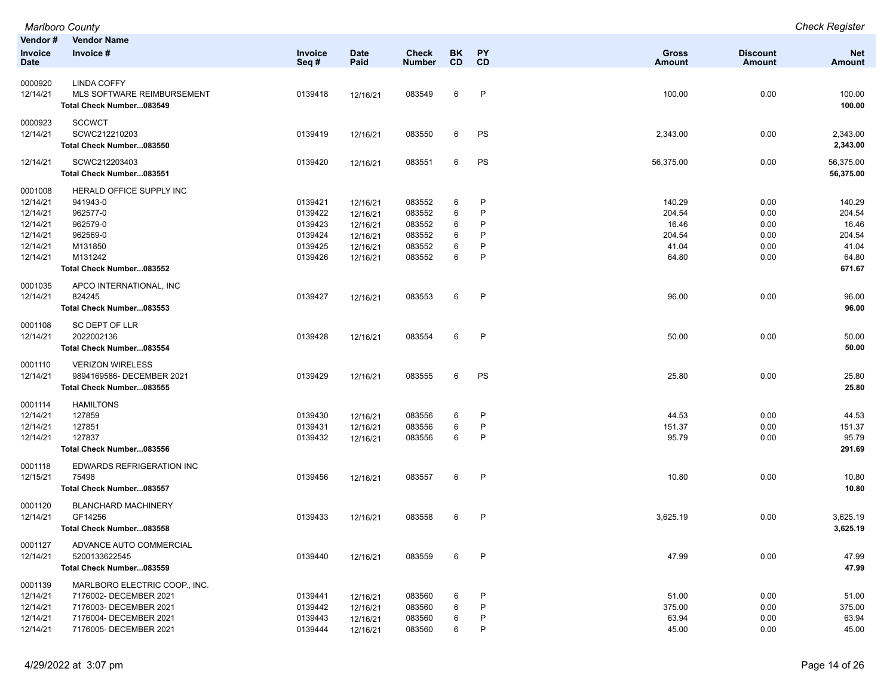| Vendor # / Invoice Date | Vendor Name / Invoice # | Invoice Seq # | Date Paid | Check Number | BK CD | PY CD | Gross Amount | Discount Amount | Net Amount |
|---|---|---|---|---|---|---|---|---|---|
| 0000920 | LINDA COFFY | | | | | | | | |
| 12/14/21 | MLS SOFTWARE REIMBURSEMENT | 0139418 | 12/16/21 | 083549 | 6 | P | 100.00 | 0.00 | 100.00 |
| | **Total Check Number...083549** | | | | | | | | **100.00** |
| 0000923 | SCCWCT | | | | | | | | |
| 12/14/21 | SCWC212210203 | 0139419 | 12/16/21 | 083550 | 6 | PS | 2,343.00 | 0.00 | 2,343.00 |
| | **Total Check Number...083550** | | | | | | | | **2,343.00** |
| 12/14/21 | SCWC212203403 | 0139420 | 12/16/21 | 083551 | 6 | PS | 56,375.00 | 0.00 | 56,375.00 |
| | **Total Check Number...083551** | | | | | | | | **56,375.00** |
| 0001008 | HERALD OFFICE SUPPLY INC | | | | | | | | |
| 12/14/21 | 941943-0 | 0139421 | 12/16/21 | 083552 | 6 | P | 140.29 | 0.00 | 140.29 |
| 12/14/21 | 962577-0 | 0139422 | 12/16/21 | 083552 | 6 | P | 204.54 | 0.00 | 204.54 |
| 12/14/21 | 962579-0 | 0139423 | 12/16/21 | 083552 | 6 | P | 16.46 | 0.00 | 16.46 |
| 12/14/21 | 962569-0 | 0139424 | 12/16/21 | 083552 | 6 | P | 204.54 | 0.00 | 204.54 |
| 12/14/21 | M131850 | 0139425 | 12/16/21 | 083552 | 6 | P | 41.04 | 0.00 | 41.04 |
| 12/14/21 | M131242 | 0139426 | 12/16/21 | 083552 | 6 | P | 64.80 | 0.00 | 64.80 |
| | **Total Check Number...083552** | | | | | | | | **671.67** |
| 0001035 | APCO INTERNATIONAL, INC | | | | | | | | |
| 12/14/21 | 824245 | 0139427 | 12/16/21 | 083553 | 6 | P | 96.00 | 0.00 | 96.00 |
| | **Total Check Number...083553** | | | | | | | | **96.00** |
| 0001108 | SC DEPT OF LLR | | | | | | | | |
| 12/14/21 | 2022002136 | 0139428 | 12/16/21 | 083554 | 6 | P | 50.00 | 0.00 | 50.00 |
| | **Total Check Number...083554** | | | | | | | | **50.00** |
| 0001110 | VERIZON WIRELESS | | | | | | | | |
| 12/14/21 | 9894169586- DECEMBER 2021 | 0139429 | 12/16/21 | 083555 | 6 | PS | 25.80 | 0.00 | 25.80 |
| | **Total Check Number...083555** | | | | | | | | **25.80** |
| 0001114 | HAMILTONS | | | | | | | | |
| 12/14/21 | 127859 | 0139430 | 12/16/21 | 083556 | 6 | P | 44.53 | 0.00 | 44.53 |
| 12/14/21 | 127851 | 0139431 | 12/16/21 | 083556 | 6 | P | 151.37 | 0.00 | 151.37 |
| 12/14/21 | 127837 | 0139432 | 12/16/21 | 083556 | 6 | P | 95.79 | 0.00 | 95.79 |
| | **Total Check Number...083556** | | | | | | | | **291.69** |
| 0001118 | EDWARDS REFRIGERATION INC | | | | | | | | |
| 12/15/21 | 75498 | 0139456 | 12/16/21 | 083557 | 6 | P | 10.80 | 0.00 | 10.80 |
| | **Total Check Number...083557** | | | | | | | | **10.80** |
| 0001120 | BLANCHARD MACHINERY | | | | | | | | |
| 12/14/21 | GF14256 | 0139433 | 12/16/21 | 083558 | 6 | P | 3,625.19 | 0.00 | 3,625.19 |
| | **Total Check Number...083558** | | | | | | | | **3,625.19** |
| 0001127 | ADVANCE AUTO COMMERCIAL | | | | | | | | |
| 12/14/21 | 5200133622545 | 0139440 | 12/16/21 | 083559 | 6 | P | 47.99 | 0.00 | 47.99 |
| | **Total Check Number...083559** | | | | | | | | **47.99** |
| 0001139 | MARLBORO ELECTRIC COOP., INC. | | | | | | | | |
| 12/14/21 | 7176002- DECEMBER 2021 | 0139441 | 12/16/21 | 083560 | 6 | P | 51.00 | 0.00 | 51.00 |
| 12/14/21 | 7176003- DECEMBER 2021 | 0139442 | 12/16/21 | 083560 | 6 | P | 375.00 | 0.00 | 375.00 |
| 12/14/21 | 7176004- DECEMBER 2021 | 0139443 | 12/16/21 | 083560 | 6 | P | 63.94 | 0.00 | 63.94 |
| 12/14/21 | 7176005- DECEMBER 2021 | 0139444 | 12/16/21 | 083560 | 6 | P | 45.00 | 0.00 | 45.00 |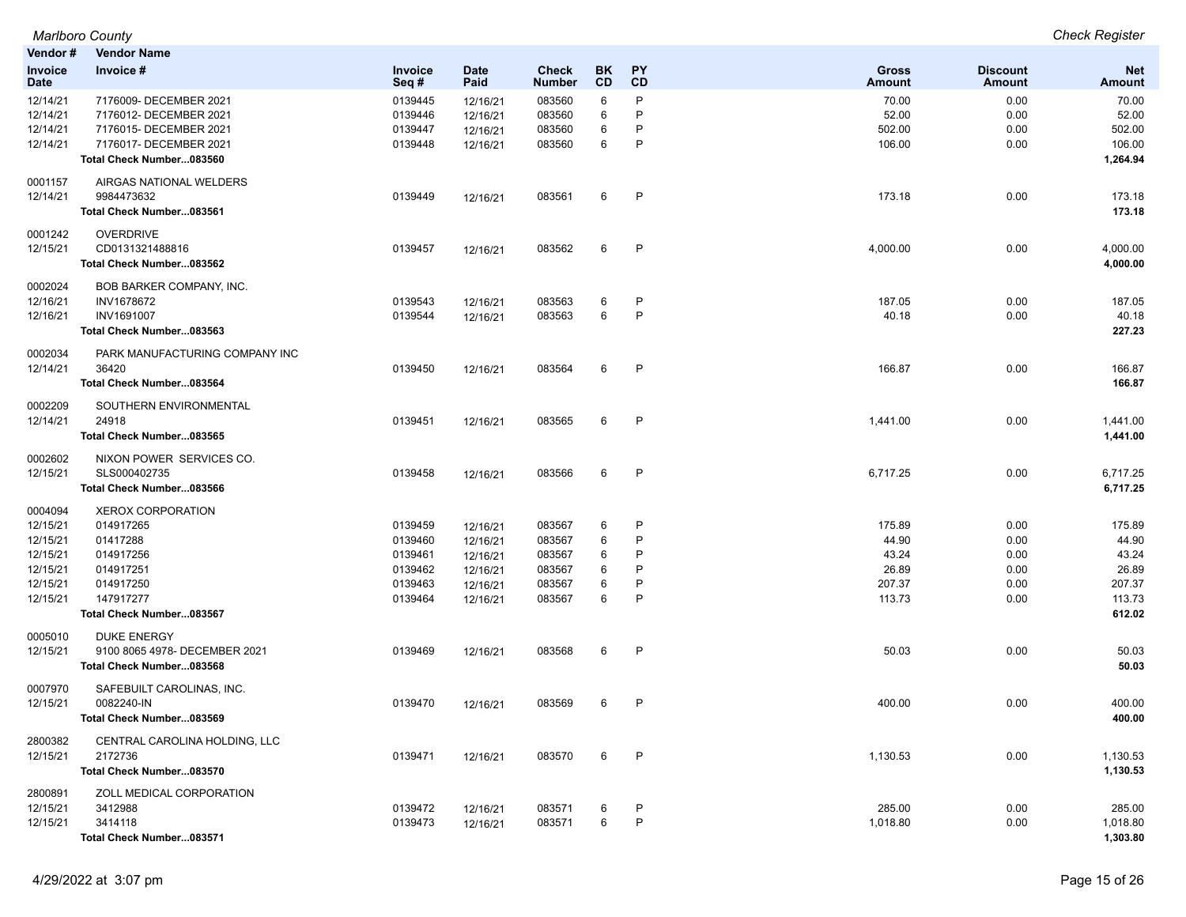| Vendor # | Vendor Name | | | | | | | | |
|---|---|---|---|---|---|---|---|---|---|
| Invoice Date | Invoice # | Invoice Seq # | Date Paid | Check Number | BK CD | PY CD | Gross Amount | Discount Amount | Net Amount |
| 12/14/21 | 7176009- DECEMBER 2021 | 0139445 | 12/16/21 | 083560 | 6 | P | 70.00 | 0.00 | 70.00 |
| 12/14/21 | 7176012- DECEMBER 2021 | 0139446 | 12/16/21 | 083560 | 6 | P | 52.00 | 0.00 | 52.00 |
| 12/14/21 | 7176015- DECEMBER 2021 | 0139447 | 12/16/21 | 083560 | 6 | P | 502.00 | 0.00 | 502.00 |
| 12/14/21 | 7176017- DECEMBER 2021 | 0139448 | 12/16/21 | 083560 | 6 | P | 106.00 | 0.00 | 106.00 |
| | **Total Check Number...083560** | | | | | | | | **1,264.94** |
| 0001157 | AIRGAS NATIONAL WELDERS | | | | | | | | |
| 12/14/21 | 9984473632 | 0139449 | 12/16/21 | 083561 | 6 | P | 173.18 | 0.00 | 173.18 |
| | **Total Check Number...083561** | | | | | | | | **173.18** |
| 0001242 | OVERDRIVE | | | | | | | | |
| 12/15/21 | CD0131321488816 | 0139457 | 12/16/21 | 083562 | 6 | P | 4,000.00 | 0.00 | 4,000.00 |
| | **Total Check Number...083562** | | | | | | | | **4,000.00** |
| 0002024 | BOB BARKER COMPANY, INC. | | | | | | | | |
| 12/16/21 | INV1678672 | 0139543 | 12/16/21 | 083563 | 6 | P | 187.05 | 0.00 | 187.05 |
| 12/16/21 | INV1691007 | 0139544 | 12/16/21 | 083563 | 6 | P | 40.18 | 0.00 | 40.18 |
| | **Total Check Number...083563** | | | | | | | | **227.23** |
| 0002034 | PARK MANUFACTURING COMPANY INC | | | | | | | | |
| 12/14/21 | 36420 | 0139450 | 12/16/21 | 083564 | 6 | P | 166.87 | 0.00 | 166.87 |
| | **Total Check Number...083564** | | | | | | | | **166.87** |
| 0002209 | SOUTHERN ENVIRONMENTAL | | | | | | | | |
| 12/14/21 | 24918 | 0139451 | 12/16/21 | 083565 | 6 | P | 1,441.00 | 0.00 | 1,441.00 |
| | **Total Check Number...083565** | | | | | | | | **1,441.00** |
| 0002602 | NIXON POWER SERVICES CO. | | | | | | | | |
| 12/15/21 | SLS000402735 | 0139458 | 12/16/21 | 083566 | 6 | P | 6,717.25 | 0.00 | 6,717.25 |
| | **Total Check Number...083566** | | | | | | | | **6,717.25** |
| 0004094 | XEROX CORPORATION | | | | | | | | |
| 12/15/21 | 014917265 | 0139459 | 12/16/21 | 083567 | 6 | P | 175.89 | 0.00 | 175.89 |
| 12/15/21 | 01417288 | 0139460 | 12/16/21 | 083567 | 6 | P | 44.90 | 0.00 | 44.90 |
| 12/15/21 | 014917256 | 0139461 | 12/16/21 | 083567 | 6 | P | 43.24 | 0.00 | 43.24 |
| 12/15/21 | 014917251 | 0139462 | 12/16/21 | 083567 | 6 | P | 26.89 | 0.00 | 26.89 |
| 12/15/21 | 014917250 | 0139463 | 12/16/21 | 083567 | 6 | P | 207.37 | 0.00 | 207.37 |
| 12/15/21 | 147917277 | 0139464 | 12/16/21 | 083567 | 6 | P | 113.73 | 0.00 | 113.73 |
| | **Total Check Number...083567** | | | | | | | | **612.02** |
| 0005010 | DUKE ENERGY | | | | | | | | |
| 12/15/21 | 9100 8065 4978- DECEMBER 2021 | 0139469 | 12/16/21 | 083568 | 6 | P | 50.03 | 0.00 | 50.03 |
| | **Total Check Number...083568** | | | | | | | | **50.03** |
| 0007970 | SAFEBUILT CAROLINAS, INC. | | | | | | | | |
| 12/15/21 | 0082240-IN | 0139470 | 12/16/21 | 083569 | 6 | P | 400.00 | 0.00 | 400.00 |
| | **Total Check Number...083569** | | | | | | | | **400.00** |
| 2800382 | CENTRAL CAROLINA HOLDING, LLC | | | | | | | | |
| 12/15/21 | 2172736 | 0139471 | 12/16/21 | 083570 | 6 | P | 1,130.53 | 0.00 | 1,130.53 |
| | **Total Check Number...083570** | | | | | | | | **1,130.53** |
| 2800891 | ZOLL MEDICAL CORPORATION | | | | | | | | |
| 12/15/21 | 3412988 | 0139472 | 12/16/21 | 083571 | 6 | P | 285.00 | 0.00 | 285.00 |
| 12/15/21 | 3414118 | 0139473 | 12/16/21 | 083571 | 6 | P | 1,018.80 | 0.00 | 1,018.80 |
| | **Total Check Number...083571** | | | | | | | | **1,303.80** |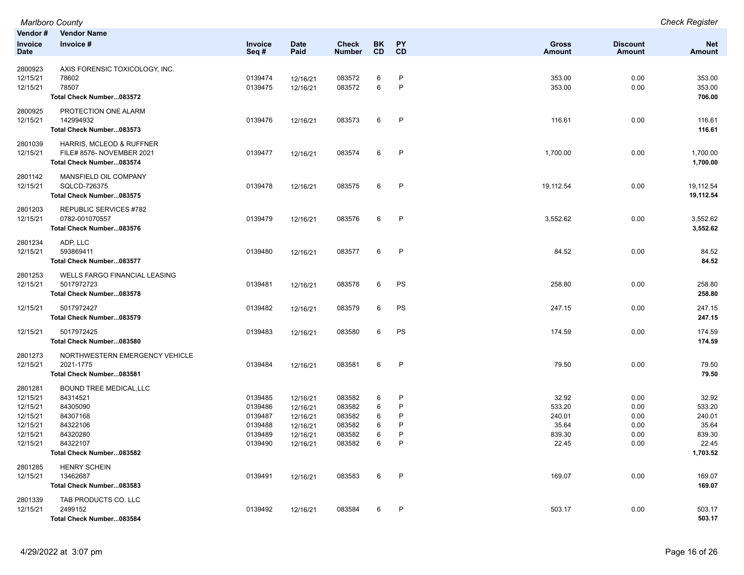# Marlboro County

## Check Register

| Vendor # / Invoice Date | Vendor Name / Invoice # | Invoice Seq # | Date Paid | Check Number | BK CD | PY CD | Gross Amount | Discount Amount | Net Amount |
|---|---|---|---|---|---|---|---|---|---|
| 2800923 | AXIS FORENSIC TOXICOLOGY, INC. | | | | | | | | |
| 12/15/21 | 78602 | 0139474 | 12/16/21 | 083572 | 6 | P | 353.00 | 0.00 | 353.00 |
| 12/15/21 | 78507 | 0139475 | 12/16/21 | 083572 | 6 | P | 353.00 | 0.00 | 353.00 |
| | **Total Check Number...083572** | | | | | | | | **706.00** |
| 2800925 | PROTECTION ONE ALARM | | | | | | | | |
| 12/15/21 | 142994932 | 0139476 | 12/16/21 | 083573 | 6 | P | 116.61 | 0.00 | 116.61 |
| | **Total Check Number...083573** | | | | | | | | **116.61** |
| 2801039 | HARRIS, MCLEOD & RUFFNER | | | | | | | | |
| 12/15/21 | FILE# 8576- NOVEMBER 2021 | 0139477 | 12/16/21 | 083574 | 6 | P | 1,700.00 | 0.00 | 1,700.00 |
| | **Total Check Number...083574** | | | | | | | | **1,700.00** |
| 2801142 | MANSFIELD OIL COMPANY | | | | | | | | |
| 12/15/21 | SQLCD-726375 | 0139478 | 12/16/21 | 083575 | 6 | P | 19,112.54 | 0.00 | 19,112.54 |
| | **Total Check Number...083575** | | | | | | | | **19,112.54** |
| 2801203 | REPUBLIC SERVICES #782 | | | | | | | | |
| 12/15/21 | 0782-001070557 | 0139479 | 12/16/21 | 083576 | 6 | P | 3,552.62 | 0.00 | 3,552.62 |
| | **Total Check Number...083576** | | | | | | | | **3,552.62** |
| 2801234 | ADP, LLC | | | | | | | | |
| 12/15/21 | 593869411 | 0139480 | 12/16/21 | 083577 | 6 | P | 84.52 | 0.00 | 84.52 |
| | **Total Check Number...083577** | | | | | | | | **84.52** |
| 2801253 | WELLS FARGO FINANCIAL LEASING | | | | | | | | |
| 12/15/21 | 5017972723 | 0139481 | 12/16/21 | 083578 | 6 | PS | 258.80 | 0.00 | 258.80 |
| | **Total Check Number...083578** | | | | | | | | **258.80** |
| 12/15/21 | 5017972427 | 0139482 | 12/16/21 | 083579 | 6 | PS | 247.15 | 0.00 | 247.15 |
| | **Total Check Number...083579** | | | | | | | | **247.15** |
| 12/15/21 | 5017972425 | 0139483 | 12/16/21 | 083580 | 6 | PS | 174.59 | 0.00 | 174.59 |
| | **Total Check Number...083580** | | | | | | | | **174.59** |
| 2801273 | NORTHWESTERN EMERGENCY VEHICLE | | | | | | | | |
| 12/15/21 | 2021-1775 | 0139484 | 12/16/21 | 083581 | 6 | P | 79.50 | 0.00 | 79.50 |
| | **Total Check Number...083581** | | | | | | | | **79.50** |
| 2801281 | BOUND TREE MEDICAL,LLC | | | | | | | | |
| 12/15/21 | 84314521 | 0139485 | 12/16/21 | 083582 | 6 | P | 32.92 | 0.00 | 32.92 |
| 12/15/21 | 84305090 | 0139486 | 12/16/21 | 083582 | 6 | P | 533.20 | 0.00 | 533.20 |
| 12/15/21 | 84307168 | 0139487 | 12/16/21 | 083582 | 6 | P | 240.01 | 0.00 | 240.01 |
| 12/15/21 | 84322106 | 0139488 | 12/16/21 | 083582 | 6 | P | 35.64 | 0.00 | 35.64 |
| 12/15/21 | 84320280 | 0139489 | 12/16/21 | 083582 | 6 | P | 839.30 | 0.00 | 839.30 |
| 12/15/21 | 84322107 | 0139490 | 12/16/21 | 083582 | 6 | P | 22.45 | 0.00 | 22.45 |
| | **Total Check Number...083582** | | | | | | | | **1,703.52** |
| 2801285 | HENRY SCHEIN | | | | | | | | |
| 12/15/21 | 13462687 | 0139491 | 12/16/21 | 083583 | 6 | P | 169.07 | 0.00 | 169.07 |
| | **Total Check Number...083583** | | | | | | | | **169.07** |
| 2801339 | TAB PRODUCTS CO. LLC | | | | | | | | |
| 12/15/21 | 2499152 | 0139492 | 12/16/21 | 083584 | 6 | P | 503.17 | 0.00 | 503.17 |
| | **Total Check Number...083584** | | | | | | | | **503.17** |

4/29/2022 at 3:07 pm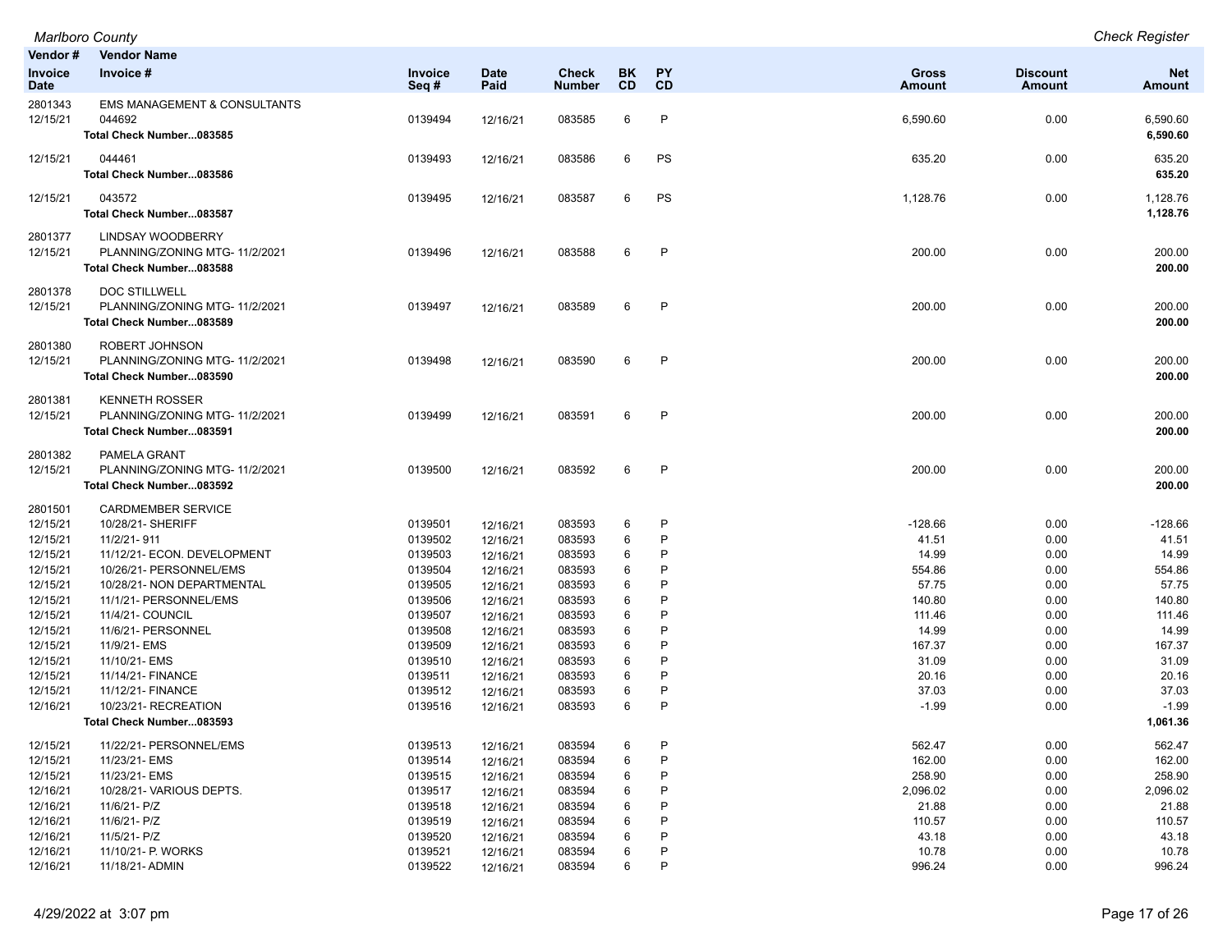*Marlboro County* *Check Register*

| Vendor # / Invoice Date | Vendor Name / Invoice # | Invoice Seq # | Date Paid | Check Number | BK CD | PY CD | Gross Amount | Discount Amount | Net Amount |
|---|---|---|---|---|---|---|---|---|---|
| 2801343 | EMS MANAGEMENT & CONSULTANTS | | | | | | | | |
| 12/15/21 | 044692 | 0139494 | 12/16/21 | 083585 | 6 | P | 6,590.60 | 0.00 | 6,590.60 |
| | **Total Check Number...083585** | | | | | | | | **6,590.60** |
| 12/15/21 | 044461 | 0139493 | 12/16/21 | 083586 | 6 | PS | 635.20 | 0.00 | 635.20 |
| | **Total Check Number...083586** | | | | | | | | **635.20** |
| 12/15/21 | 043572 | 0139495 | 12/16/21 | 083587 | 6 | PS | 1,128.76 | 0.00 | 1,128.76 |
| | **Total Check Number...083587** | | | | | | | | **1,128.76** |
| 2801377 | LINDSAY WOODBERRY | | | | | | | | |
| 12/15/21 | PLANNING/ZONING MTG- 11/2/2021 | 0139496 | 12/16/21 | 083588 | 6 | P | 200.00 | 0.00 | 200.00 |
| | **Total Check Number...083588** | | | | | | | | **200.00** |
| 2801378 | DOC STILLWELL | | | | | | | | |
| 12/15/21 | PLANNING/ZONING MTG- 11/2/2021 | 0139497 | 12/16/21 | 083589 | 6 | P | 200.00 | 0.00 | 200.00 |
| | **Total Check Number...083589** | | | | | | | | **200.00** |
| 2801380 | ROBERT JOHNSON | | | | | | | | |
| 12/15/21 | PLANNING/ZONING MTG- 11/2/2021 | 0139498 | 12/16/21 | 083590 | 6 | P | 200.00 | 0.00 | 200.00 |
| | **Total Check Number...083590** | | | | | | | | **200.00** |
| 2801381 | KENNETH ROSSER | | | | | | | | |
| 12/15/21 | PLANNING/ZONING MTG- 11/2/2021 | 0139499 | 12/16/21 | 083591 | 6 | P | 200.00 | 0.00 | 200.00 |
| | **Total Check Number...083591** | | | | | | | | **200.00** |
| 2801382 | PAMELA GRANT | | | | | | | | |
| 12/15/21 | PLANNING/ZONING MTG- 11/2/2021 | 0139500 | 12/16/21 | 083592 | 6 | P | 200.00 | 0.00 | 200.00 |
| | **Total Check Number...083592** | | | | | | | | **200.00** |
| 2801501 | CARDMEMBER SERVICE | | | | | | | | |
| 12/15/21 | 10/28/21- SHERIFF | 0139501 | 12/16/21 | 083593 | 6 | P | -128.66 | 0.00 | -128.66 |
| 12/15/21 | 11/2/21- 911 | 0139502 | 12/16/21 | 083593 | 6 | P | 41.51 | 0.00 | 41.51 |
| 12/15/21 | 11/12/21- ECON. DEVELOPMENT | 0139503 | 12/16/21 | 083593 | 6 | P | 14.99 | 0.00 | 14.99 |
| 12/15/21 | 10/26/21- PERSONNEL/EMS | 0139504 | 12/16/21 | 083593 | 6 | P | 554.86 | 0.00 | 554.86 |
| 12/15/21 | 10/28/21- NON DEPARTMENTAL | 0139505 | 12/16/21 | 083593 | 6 | P | 57.75 | 0.00 | 57.75 |
| 12/15/21 | 11/1/21- PERSONNEL/EMS | 0139506 | 12/16/21 | 083593 | 6 | P | 140.80 | 0.00 | 140.80 |
| 12/15/21 | 11/4/21- COUNCIL | 0139507 | 12/16/21 | 083593 | 6 | P | 111.46 | 0.00 | 111.46 |
| 12/15/21 | 11/6/21- PERSONNEL | 0139508 | 12/16/21 | 083593 | 6 | P | 14.99 | 0.00 | 14.99 |
| 12/15/21 | 11/9/21- EMS | 0139509 | 12/16/21 | 083593 | 6 | P | 167.37 | 0.00 | 167.37 |
| 12/15/21 | 11/10/21- EMS | 0139510 | 12/16/21 | 083593 | 6 | P | 31.09 | 0.00 | 31.09 |
| 12/15/21 | 11/14/21- FINANCE | 0139511 | 12/16/21 | 083593 | 6 | P | 20.16 | 0.00 | 20.16 |
| 12/15/21 | 11/12/21- FINANCE | 0139512 | 12/16/21 | 083593 | 6 | P | 37.03 | 0.00 | 37.03 |
| 12/16/21 | 10/23/21- RECREATION | 0139516 | 12/16/21 | 083593 | 6 | P | -1.99 | 0.00 | -1.99 |
| | **Total Check Number...083593** | | | | | | | | **1,061.36** |
| 12/15/21 | 11/22/21- PERSONNEL/EMS | 0139513 | 12/16/21 | 083594 | 6 | P | 562.47 | 0.00 | 562.47 |
| 12/15/21 | 11/23/21- EMS | 0139514 | 12/16/21 | 083594 | 6 | P | 162.00 | 0.00 | 162.00 |
| 12/15/21 | 11/23/21- EMS | 0139515 | 12/16/21 | 083594 | 6 | P | 258.90 | 0.00 | 258.90 |
| 12/16/21 | 10/28/21- VARIOUS DEPTS. | 0139517 | 12/16/21 | 083594 | 6 | P | 2,096.02 | 0.00 | 2,096.02 |
| 12/16/21 | 11/6/21- P/Z | 0139518 | 12/16/21 | 083594 | 6 | P | 21.88 | 0.00 | 21.88 |
| 12/16/21 | 11/6/21- P/Z | 0139519 | 12/16/21 | 083594 | 6 | P | 110.57 | 0.00 | 110.57 |
| 12/16/21 | 11/5/21- P/Z | 0139520 | 12/16/21 | 083594 | 6 | P | 43.18 | 0.00 | 43.18 |
| 12/16/21 | 11/10/21- P. WORKS | 0139521 | 12/16/21 | 083594 | 6 | P | 10.78 | 0.00 | 10.78 |
| 12/16/21 | 11/18/21- ADMIN | 0139522 | 12/16/21 | 083594 | 6 | P | 996.24 | 0.00 | 996.24 |

4/29/2022 at 3:07 pm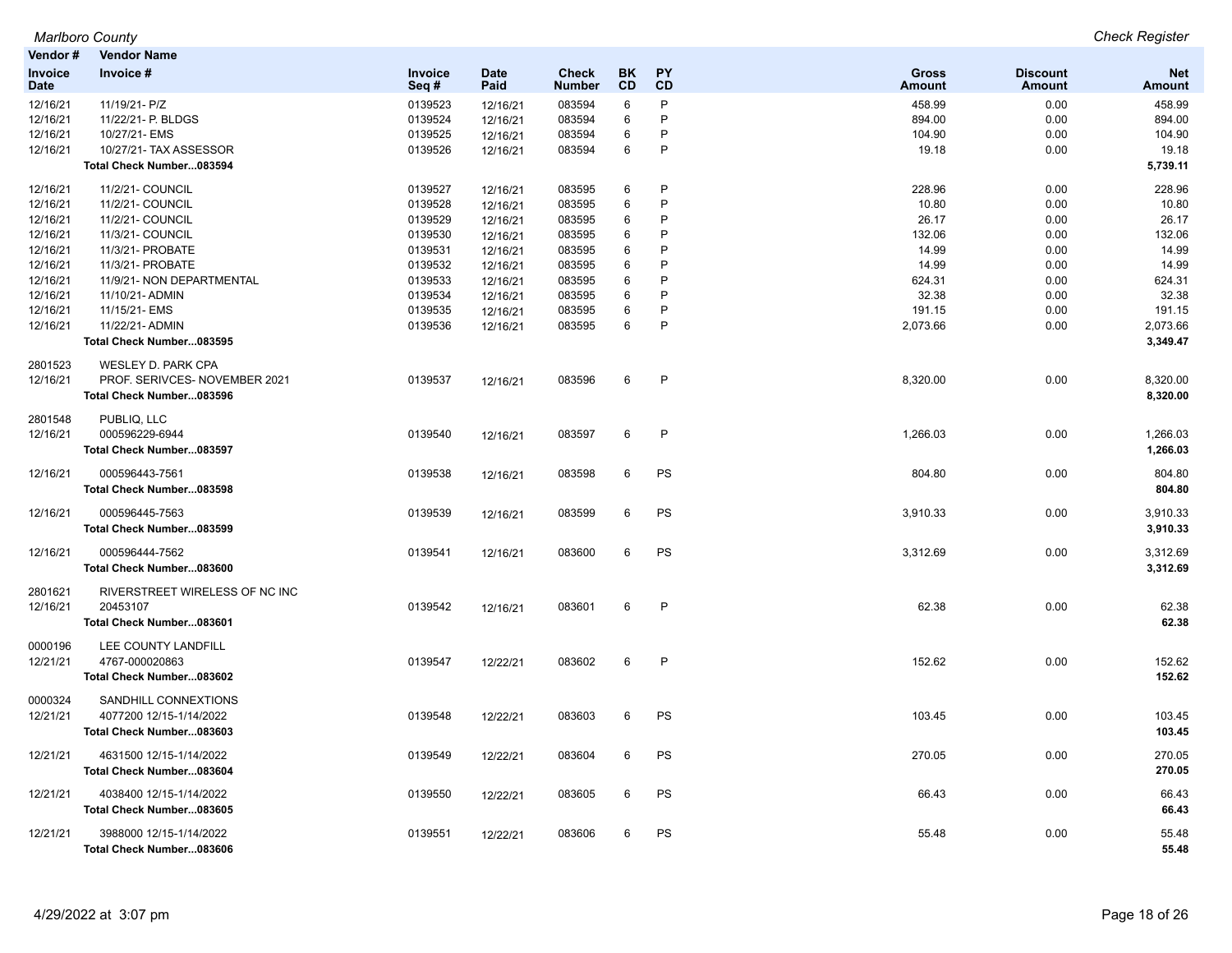*Marlboro County*

*Check Register*

| Vendor # / Invoice Date | Vendor Name / Invoice # | Invoice Seq # | Date Paid | Check Number | BK CD | PY CD | Gross Amount | Discount Amount | Net Amount |
|---|---|---|---|---|---|---|---|---|---|
| 12/16/21 | 11/19/21- P/Z | 0139523 | 12/16/21 | 083594 | 6 | P | 458.99 | 0.00 | 458.99 |
| 12/16/21 | 11/22/21- P. BLDGS | 0139524 | 12/16/21 | 083594 | 6 | P | 894.00 | 0.00 | 894.00 |
| 12/16/21 | 10/27/21- EMS | 0139525 | 12/16/21 | 083594 | 6 | P | 104.90 | 0.00 | 104.90 |
| 12/16/21 | 10/27/21- TAX ASSESSOR | 0139526 | 12/16/21 | 083594 | 6 | P | 19.18 | 0.00 | 19.18 |
| | **Total Check Number...083594** | | | | | | | | **5,739.11** |
| 12/16/21 | 11/2/21- COUNCIL | 0139527 | 12/16/21 | 083595 | 6 | P | 228.96 | 0.00 | 228.96 |
| 12/16/21 | 11/2/21- COUNCIL | 0139528 | 12/16/21 | 083595 | 6 | P | 10.80 | 0.00 | 10.80 |
| 12/16/21 | 11/2/21- COUNCIL | 0139529 | 12/16/21 | 083595 | 6 | P | 26.17 | 0.00 | 26.17 |
| 12/16/21 | 11/3/21- COUNCIL | 0139530 | 12/16/21 | 083595 | 6 | P | 132.06 | 0.00 | 132.06 |
| 12/16/21 | 11/3/21- PROBATE | 0139531 | 12/16/21 | 083595 | 6 | P | 14.99 | 0.00 | 14.99 |
| 12/16/21 | 11/3/21- PROBATE | 0139532 | 12/16/21 | 083595 | 6 | P | 14.99 | 0.00 | 14.99 |
| 12/16/21 | 11/9/21- NON DEPARTMENTAL | 0139533 | 12/16/21 | 083595 | 6 | P | 624.31 | 0.00 | 624.31 |
| 12/16/21 | 11/10/21- ADMIN | 0139534 | 12/16/21 | 083595 | 6 | P | 32.38 | 0.00 | 32.38 |
| 12/16/21 | 11/15/21- EMS | 0139535 | 12/16/21 | 083595 | 6 | P | 191.15 | 0.00 | 191.15 |
| 12/16/21 | 11/22/21- ADMIN | 0139536 | 12/16/21 | 083595 | 6 | P | 2,073.66 | 0.00 | 2,073.66 |
| | **Total Check Number...083595** | | | | | | | | **3,349.47** |
| 2801523 | WESLEY D. PARK CPA | | | | | | | | |
| 12/16/21 | PROF. SERIVCES- NOVEMBER 2021 | 0139537 | 12/16/21 | 083596 | 6 | P | 8,320.00 | 0.00 | 8,320.00 |
| | **Total Check Number...083596** | | | | | | | | **8,320.00** |
| 2801548 | PUBLIQ, LLC | | | | | | | | |
| 12/16/21 | 000596229-6944 | 0139540 | 12/16/21 | 083597 | 6 | P | 1,266.03 | 0.00 | 1,266.03 |
| | **Total Check Number...083597** | | | | | | | | **1,266.03** |
| 12/16/21 | 000596443-7561 | 0139538 | 12/16/21 | 083598 | 6 | PS | 804.80 | 0.00 | 804.80 |
| | **Total Check Number...083598** | | | | | | | | **804.80** |
| 12/16/21 | 000596445-7563 | 0139539 | 12/16/21 | 083599 | 6 | PS | 3,910.33 | 0.00 | 3,910.33 |
| | **Total Check Number...083599** | | | | | | | | **3,910.33** |
| 12/16/21 | 000596444-7562 | 0139541 | 12/16/21 | 083600 | 6 | PS | 3,312.69 | 0.00 | 3,312.69 |
| | **Total Check Number...083600** | | | | | | | | **3,312.69** |
| 2801621 | RIVERSTREET WIRELESS OF NC INC | | | | | | | | |
| 12/16/21 | 20453107 | 0139542 | 12/16/21 | 083601 | 6 | P | 62.38 | 0.00 | 62.38 |
| | **Total Check Number...083601** | | | | | | | | **62.38** |
| 0000196 | LEE COUNTY LANDFILL | | | | | | | | |
| 12/21/21 | 4767-000020863 | 0139547 | 12/22/21 | 083602 | 6 | P | 152.62 | 0.00 | 152.62 |
| | **Total Check Number...083602** | | | | | | | | **152.62** |
| 0000324 | SANDHILL CONNEXTIONS | | | | | | | | |
| 12/21/21 | 4077200 12/15-1/14/2022 | 0139548 | 12/22/21 | 083603 | 6 | PS | 103.45 | 0.00 | 103.45 |
| | **Total Check Number...083603** | | | | | | | | **103.45** |
| 12/21/21 | 4631500 12/15-1/14/2022 | 0139549 | 12/22/21 | 083604 | 6 | PS | 270.05 | 0.00 | 270.05 |
| | **Total Check Number...083604** | | | | | | | | **270.05** |
| 12/21/21 | 4038400 12/15-1/14/2022 | 0139550 | 12/22/21 | 083605 | 6 | PS | 66.43 | 0.00 | 66.43 |
| | **Total Check Number...083605** | | | | | | | | **66.43** |
| 12/21/21 | 3988000 12/15-1/14/2022 | 0139551 | 12/22/21 | 083606 | 6 | PS | 55.48 | 0.00 | 55.48 |
| | **Total Check Number...083606** | | | | | | | | **55.48** |

4/29/2022 at 3:07 pm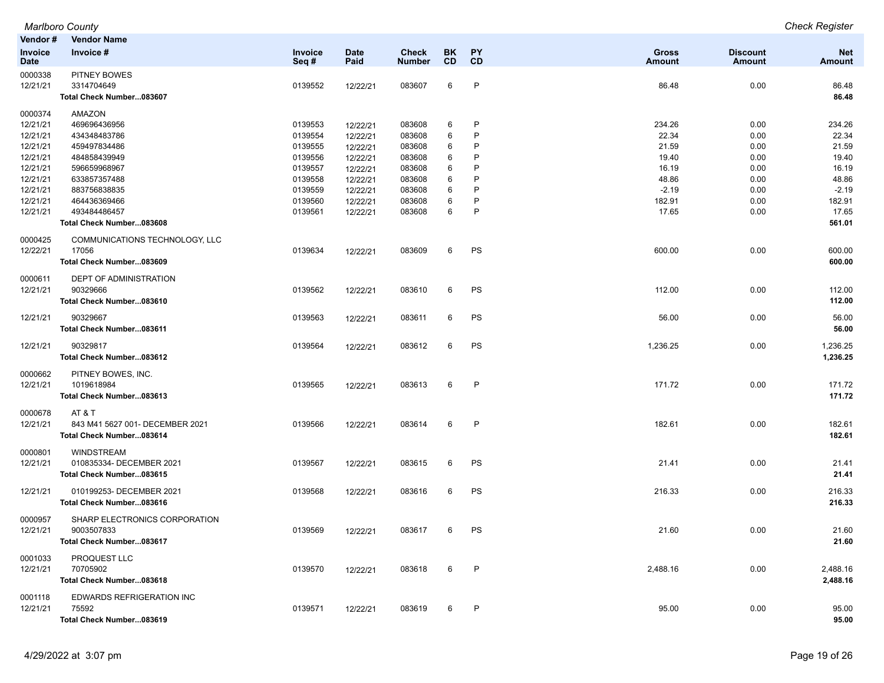Marlboro County — Check Register

| Vendor # / Invoice Date | Vendor Name / Invoice # | Invoice Seq # | Date Paid | Check Number | BK CD | PY CD | Gross Amount | Discount Amount | Net Amount |
|---|---|---|---|---|---|---|---|---|---|
| 0000338 | PITNEY BOWES | | | | | | | | |
| 12/21/21 | 3314704649 | 0139552 | 12/22/21 | 083607 | 6 | P | 86.48 | 0.00 | 86.48 |
| | **Total Check Number...083607** | | | | | | | | **86.48** |
| 0000374 | AMAZON | | | | | | | | |
| 12/21/21 | 469696436956 | 0139553 | 12/22/21 | 083608 | 6 | P | 234.26 | 0.00 | 234.26 |
| 12/21/21 | 434348483786 | 0139554 | 12/22/21 | 083608 | 6 | P | 22.34 | 0.00 | 22.34 |
| 12/21/21 | 459497834486 | 0139555 | 12/22/21 | 083608 | 6 | P | 21.59 | 0.00 | 21.59 |
| 12/21/21 | 484858439949 | 0139556 | 12/22/21 | 083608 | 6 | P | 19.40 | 0.00 | 19.40 |
| 12/21/21 | 596659968967 | 0139557 | 12/22/21 | 083608 | 6 | P | 16.19 | 0.00 | 16.19 |
| 12/21/21 | 633857357488 | 0139558 | 12/22/21 | 083608 | 6 | P | 48.86 | 0.00 | 48.86 |
| 12/21/21 | 883756838835 | 0139559 | 12/22/21 | 083608 | 6 | P | -2.19 | 0.00 | -2.19 |
| 12/21/21 | 464436369466 | 0139560 | 12/22/21 | 083608 | 6 | P | 182.91 | 0.00 | 182.91 |
| 12/21/21 | 493484486457 | 0139561 | 12/22/21 | 083608 | 6 | P | 17.65 | 0.00 | 17.65 |
| | **Total Check Number...083608** | | | | | | | | **561.01** |
| 0000425 | COMMUNICATIONS TECHNOLOGY, LLC | | | | | | | | |
| 12/22/21 | 17056 | 0139634 | 12/22/21 | 083609 | 6 | PS | 600.00 | 0.00 | 600.00 |
| | **Total Check Number...083609** | | | | | | | | **600.00** |
| 0000611 | DEPT OF ADMINISTRATION | | | | | | | | |
| 12/21/21 | 90329666 | 0139562 | 12/22/21 | 083610 | 6 | PS | 112.00 | 0.00 | 112.00 |
| | **Total Check Number...083610** | | | | | | | | **112.00** |
| 12/21/21 | 90329667 | 0139563 | 12/22/21 | 083611 | 6 | PS | 56.00 | 0.00 | 56.00 |
| | **Total Check Number...083611** | | | | | | | | **56.00** |
| 12/21/21 | 90329817 | 0139564 | 12/22/21 | 083612 | 6 | PS | 1,236.25 | 0.00 | 1,236.25 |
| | **Total Check Number...083612** | | | | | | | | **1,236.25** |
| 0000662 | PITNEY BOWES, INC. | | | | | | | | |
| 12/21/21 | 1019618984 | 0139565 | 12/22/21 | 083613 | 6 | P | 171.72 | 0.00 | 171.72 |
| | **Total Check Number...083613** | | | | | | | | **171.72** |
| 0000678 | AT & T | | | | | | | | |
| 12/21/21 | 843 M41 5627 001- DECEMBER 2021 | 0139566 | 12/22/21 | 083614 | 6 | P | 182.61 | 0.00 | 182.61 |
| | **Total Check Number...083614** | | | | | | | | **182.61** |
| 0000801 | WINDSTREAM | | | | | | | | |
| 12/21/21 | 010835334- DECEMBER 2021 | 0139567 | 12/22/21 | 083615 | 6 | PS | 21.41 | 0.00 | 21.41 |
| | **Total Check Number...083615** | | | | | | | | **21.41** |
| 12/21/21 | 010199253- DECEMBER 2021 | 0139568 | 12/22/21 | 083616 | 6 | PS | 216.33 | 0.00 | 216.33 |
| | **Total Check Number...083616** | | | | | | | | **216.33** |
| 0000957 | SHARP ELECTRONICS CORPORATION | | | | | | | | |
| 12/21/21 | 9003507833 | 0139569 | 12/22/21 | 083617 | 6 | PS | 21.60 | 0.00 | 21.60 |
| | **Total Check Number...083617** | | | | | | | | **21.60** |
| 0001033 | PROQUEST LLC | | | | | | | | |
| 12/21/21 | 70705902 | 0139570 | 12/22/21 | 083618 | 6 | P | 2,488.16 | 0.00 | 2,488.16 |
| | **Total Check Number...083618** | | | | | | | | **2,488.16** |
| 0001118 | EDWARDS REFRIGERATION INC | | | | | | | | |
| 12/21/21 | 75592 | 0139571 | 12/22/21 | 083619 | 6 | P | 95.00 | 0.00 | 95.00 |
| | **Total Check Number...083619** | | | | | | | | **95.00** |

4/29/2022 at 3:07 pm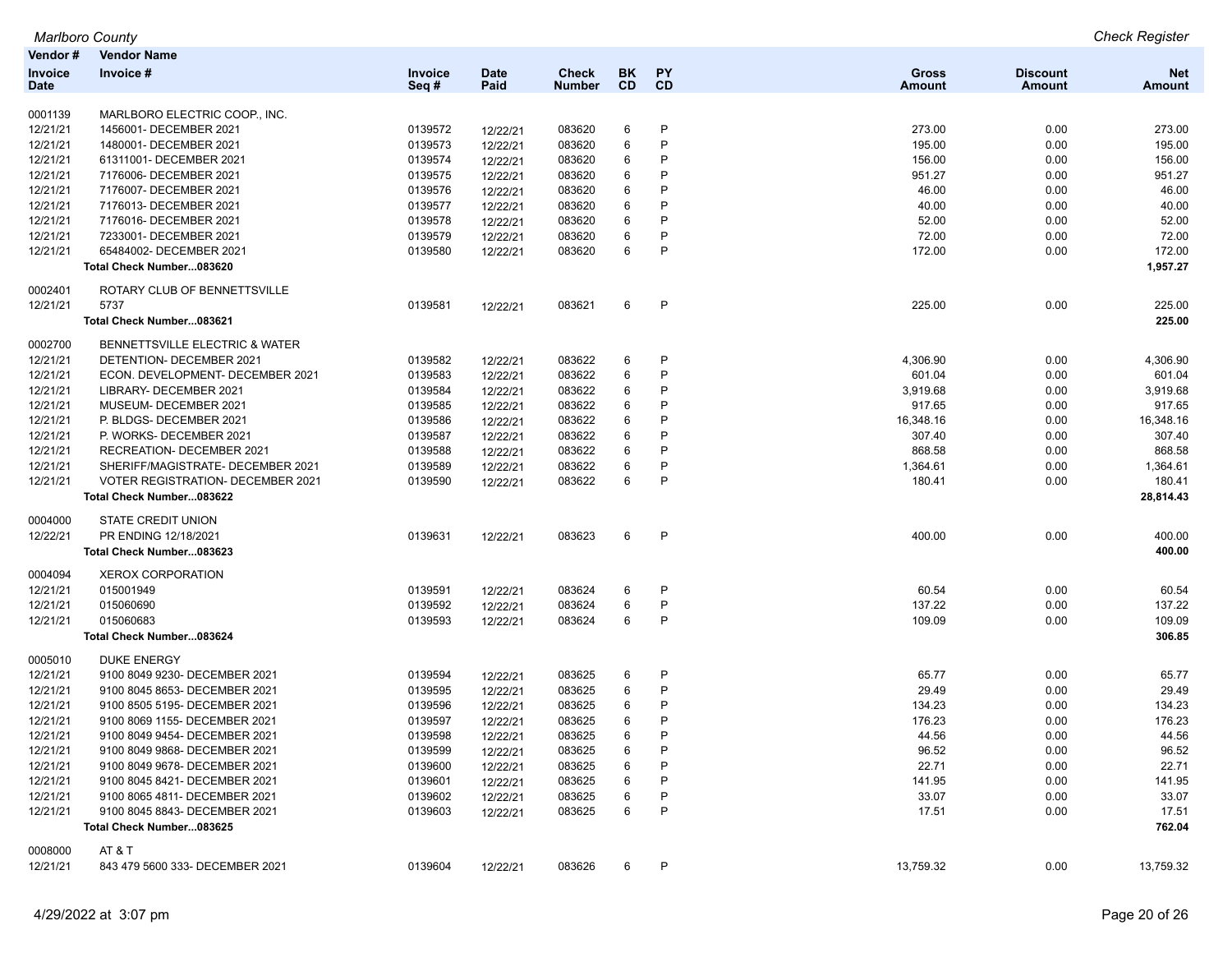| Vendor # | Vendor Name | | | | | | | | |
|---|---|---|---|---|---|---|---|---|---|
| Invoice Date | Invoice # | Invoice Seq # | Date Paid | Check Number | BK CD | PY CD | Gross Amount | Discount Amount | Net Amount |
| 0001139 | MARLBORO ELECTRIC COOP., INC. | | | | | | | | |
| 12/21/21 | 1456001- DECEMBER 2021 | 0139572 | 12/22/21 | 083620 | 6 | P | 273.00 | 0.00 | 273.00 |
| 12/21/21 | 1480001- DECEMBER 2021 | 0139573 | 12/22/21 | 083620 | 6 | P | 195.00 | 0.00 | 195.00 |
| 12/21/21 | 61311001- DECEMBER 2021 | 0139574 | 12/22/21 | 083620 | 6 | P | 156.00 | 0.00 | 156.00 |
| 12/21/21 | 7176006- DECEMBER 2021 | 0139575 | 12/22/21 | 083620 | 6 | P | 951.27 | 0.00 | 951.27 |
| 12/21/21 | 7176007- DECEMBER 2021 | 0139576 | 12/22/21 | 083620 | 6 | P | 46.00 | 0.00 | 46.00 |
| 12/21/21 | 7176013- DECEMBER 2021 | 0139577 | 12/22/21 | 083620 | 6 | P | 40.00 | 0.00 | 40.00 |
| 12/21/21 | 7176016- DECEMBER 2021 | 0139578 | 12/22/21 | 083620 | 6 | P | 52.00 | 0.00 | 52.00 |
| 12/21/21 | 7233001- DECEMBER 2021 | 0139579 | 12/22/21 | 083620 | 6 | P | 72.00 | 0.00 | 72.00 |
| 12/21/21 | 65484002- DECEMBER 2021 | 0139580 | 12/22/21 | 083620 | 6 | P | 172.00 | 0.00 | 172.00 |
| | **Total Check Number...083620** | | | | | | | | **1,957.27** |
| 0002401 | ROTARY CLUB OF BENNETTSVILLE | | | | | | | | |
| 12/21/21 | 5737 | 0139581 | 12/22/21 | 083621 | 6 | P | 225.00 | 0.00 | 225.00 |
| | **Total Check Number...083621** | | | | | | | | **225.00** |
| 0002700 | BENNETTSVILLE ELECTRIC & WATER | | | | | | | | |
| 12/21/21 | DETENTION- DECEMBER 2021 | 0139582 | 12/22/21 | 083622 | 6 | P | 4,306.90 | 0.00 | 4,306.90 |
| 12/21/21 | ECON. DEVELOPMENT- DECEMBER 2021 | 0139583 | 12/22/21 | 083622 | 6 | P | 601.04 | 0.00 | 601.04 |
| 12/21/21 | LIBRARY- DECEMBER 2021 | 0139584 | 12/22/21 | 083622 | 6 | P | 3,919.68 | 0.00 | 3,919.68 |
| 12/21/21 | MUSEUM- DECEMBER 2021 | 0139585 | 12/22/21 | 083622 | 6 | P | 917.65 | 0.00 | 917.65 |
| 12/21/21 | P. BLDGS- DECEMBER 2021 | 0139586 | 12/22/21 | 083622 | 6 | P | 16,348.16 | 0.00 | 16,348.16 |
| 12/21/21 | P. WORKS- DECEMBER 2021 | 0139587 | 12/22/21 | 083622 | 6 | P | 307.40 | 0.00 | 307.40 |
| 12/21/21 | RECREATION- DECEMBER 2021 | 0139588 | 12/22/21 | 083622 | 6 | P | 868.58 | 0.00 | 868.58 |
| 12/21/21 | SHERIFF/MAGISTRATE- DECEMBER 2021 | 0139589 | 12/22/21 | 083622 | 6 | P | 1,364.61 | 0.00 | 1,364.61 |
| 12/21/21 | VOTER REGISTRATION- DECEMBER 2021 | 0139590 | 12/22/21 | 083622 | 6 | P | 180.41 | 0.00 | 180.41 |
| | **Total Check Number...083622** | | | | | | | | **28,814.43** |
| 0004000 | STATE CREDIT UNION | | | | | | | | |
| 12/22/21 | PR ENDING 12/18/2021 | 0139631 | 12/22/21 | 083623 | 6 | P | 400.00 | 0.00 | 400.00 |
| | **Total Check Number...083623** | | | | | | | | **400.00** |
| 0004094 | XEROX CORPORATION | | | | | | | | |
| 12/21/21 | 015001949 | 0139591 | 12/22/21 | 083624 | 6 | P | 60.54 | 0.00 | 60.54 |
| 12/21/21 | 015060690 | 0139592 | 12/22/21 | 083624 | 6 | P | 137.22 | 0.00 | 137.22 |
| 12/21/21 | 015060683 | 0139593 | 12/22/21 | 083624 | 6 | P | 109.09 | 0.00 | 109.09 |
| | **Total Check Number...083624** | | | | | | | | **306.85** |
| 0005010 | DUKE ENERGY | | | | | | | | |
| 12/21/21 | 9100 8049 9230- DECEMBER 2021 | 0139594 | 12/22/21 | 083625 | 6 | P | 65.77 | 0.00 | 65.77 |
| 12/21/21 | 9100 8045 8653- DECEMBER 2021 | 0139595 | 12/22/21 | 083625 | 6 | P | 29.49 | 0.00 | 29.49 |
| 12/21/21 | 9100 8505 5195- DECEMBER 2021 | 0139596 | 12/22/21 | 083625 | 6 | P | 134.23 | 0.00 | 134.23 |
| 12/21/21 | 9100 8069 1155- DECEMBER 2021 | 0139597 | 12/22/21 | 083625 | 6 | P | 176.23 | 0.00 | 176.23 |
| 12/21/21 | 9100 8049 9454- DECEMBER 2021 | 0139598 | 12/22/21 | 083625 | 6 | P | 44.56 | 0.00 | 44.56 |
| 12/21/21 | 9100 8049 9868- DECEMBER 2021 | 0139599 | 12/22/21 | 083625 | 6 | P | 96.52 | 0.00 | 96.52 |
| 12/21/21 | 9100 8049 9678- DECEMBER 2021 | 0139600 | 12/22/21 | 083625 | 6 | P | 22.71 | 0.00 | 22.71 |
| 12/21/21 | 9100 8045 8421- DECEMBER 2021 | 0139601 | 12/22/21 | 083625 | 6 | P | 141.95 | 0.00 | 141.95 |
| 12/21/21 | 9100 8065 4811- DECEMBER 2021 | 0139602 | 12/22/21 | 083625 | 6 | P | 33.07 | 0.00 | 33.07 |
| 12/21/21 | 9100 8045 8843- DECEMBER 2021 | 0139603 | 12/22/21 | 083625 | 6 | P | 17.51 | 0.00 | 17.51 |
| | **Total Check Number...083625** | | | | | | | | **762.04** |
| 0008000 | AT & T | | | | | | | | |
| 12/21/21 | 843 479 5600 333- DECEMBER 2021 | 0139604 | 12/22/21 | 083626 | 6 | P | 13,759.32 | 0.00 | 13,759.32 |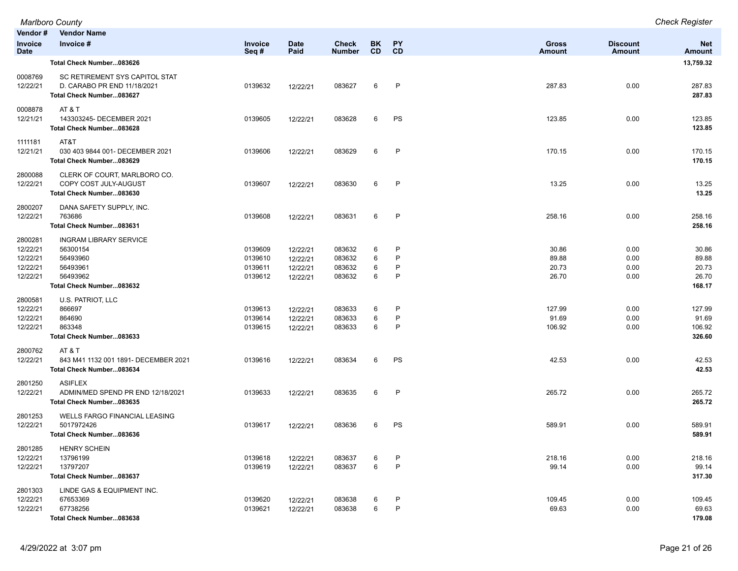| Vendor # | Vendor Name | | | | | | | | |
|---|---|---|---|---|---|---|---|---|---|
| Invoice Date | Invoice # | Invoice Seq # | Date Paid | Check Number | BK CD | PY CD | Gross Amount | Discount Amount | Net Amount |
| | **Total Check Number...083626** | | | | | | | | **13,759.32** |
| 0008769 | SC RETIREMENT SYS CAPITOL STAT | | | | | | | | |
| 12/22/21 | D. CARABO PR END 11/18/2021 | 0139632 | 12/22/21 | 083627 | 6 | P | 287.83 | 0.00 | 287.83 |
| | **Total Check Number...083627** | | | | | | | | **287.83** |
| 0008878 | AT & T | | | | | | | | |
| 12/21/21 | 143303245- DECEMBER 2021 | 0139605 | 12/22/21 | 083628 | 6 | PS | 123.85 | 0.00 | 123.85 |
| | **Total Check Number...083628** | | | | | | | | **123.85** |
| 1111181 | AT&T | | | | | | | | |
| 12/21/21 | 030 403 9844 001- DECEMBER 2021 | 0139606 | 12/22/21 | 083629 | 6 | P | 170.15 | 0.00 | 170.15 |
| | **Total Check Number...083629** | | | | | | | | **170.15** |
| 2800088 | CLERK OF COURT, MARLBORO CO. | | | | | | | | |
| 12/22/21 | COPY COST JULY-AUGUST | 0139607 | 12/22/21 | 083630 | 6 | P | 13.25 | 0.00 | 13.25 |
| | **Total Check Number...083630** | | | | | | | | **13.25** |
| 2800207 | DANA SAFETY SUPPLY, INC. | | | | | | | | |
| 12/22/21 | 763686 | 0139608 | 12/22/21 | 083631 | 6 | P | 258.16 | 0.00 | 258.16 |
| | **Total Check Number...083631** | | | | | | | | **258.16** |
| 2800281 | INGRAM LIBRARY SERVICE | | | | | | | | |
| 12/22/21 | 56300154 | 0139609 | 12/22/21 | 083632 | 6 | P | 30.86 | 0.00 | 30.86 |
| 12/22/21 | 56493960 | 0139610 | 12/22/21 | 083632 | 6 | P | 89.88 | 0.00 | 89.88 |
| 12/22/21 | 56493961 | 0139611 | 12/22/21 | 083632 | 6 | P | 20.73 | 0.00 | 20.73 |
| 12/22/21 | 56493962 | 0139612 | 12/22/21 | 083632 | 6 | P | 26.70 | 0.00 | 26.70 |
| | **Total Check Number...083632** | | | | | | | | **168.17** |
| 2800581 | U.S. PATRIOT, LLC | | | | | | | | |
| 12/22/21 | 866697 | 0139613 | 12/22/21 | 083633 | 6 | P | 127.99 | 0.00 | 127.99 |
| 12/22/21 | 864690 | 0139614 | 12/22/21 | 083633 | 6 | P | 91.69 | 0.00 | 91.69 |
| 12/22/21 | 863348 | 0139615 | 12/22/21 | 083633 | 6 | P | 106.92 | 0.00 | 106.92 |
| | **Total Check Number...083633** | | | | | | | | **326.60** |
| 2800762 | AT & T | | | | | | | | |
| 12/22/21 | 843 M41 1132 001 1891- DECEMBER 2021 | 0139616 | 12/22/21 | 083634 | 6 | PS | 42.53 | 0.00 | 42.53 |
| | **Total Check Number...083634** | | | | | | | | **42.53** |
| 2801250 | ASIFLEX | | | | | | | | |
| 12/22/21 | ADMIN/MED SPEND PR END 12/18/2021 | 0139633 | 12/22/21 | 083635 | 6 | P | 265.72 | 0.00 | 265.72 |
| | **Total Check Number...083635** | | | | | | | | **265.72** |
| 2801253 | WELLS FARGO FINANCIAL LEASING | | | | | | | | |
| 12/22/21 | 5017972426 | 0139617 | 12/22/21 | 083636 | 6 | PS | 589.91 | 0.00 | 589.91 |
| | **Total Check Number...083636** | | | | | | | | **589.91** |
| 2801285 | HENRY SCHEIN | | | | | | | | |
| 12/22/21 | 13796199 | 0139618 | 12/22/21 | 083637 | 6 | P | 218.16 | 0.00 | 218.16 |
| 12/22/21 | 13797207 | 0139619 | 12/22/21 | 083637 | 6 | P | 99.14 | 0.00 | 99.14 |
| | **Total Check Number...083637** | | | | | | | | **317.30** |
| 2801303 | LINDE GAS & EQUIPMENT INC. | | | | | | | | |
| 12/22/21 | 67653369 | 0139620 | 12/22/21 | 083638 | 6 | P | 109.45 | 0.00 | 109.45 |
| 12/22/21 | 67738256 | 0139621 | 12/22/21 | 083638 | 6 | P | 69.63 | 0.00 | 69.63 |
| | **Total Check Number...083638** | | | | | | | | **179.08** |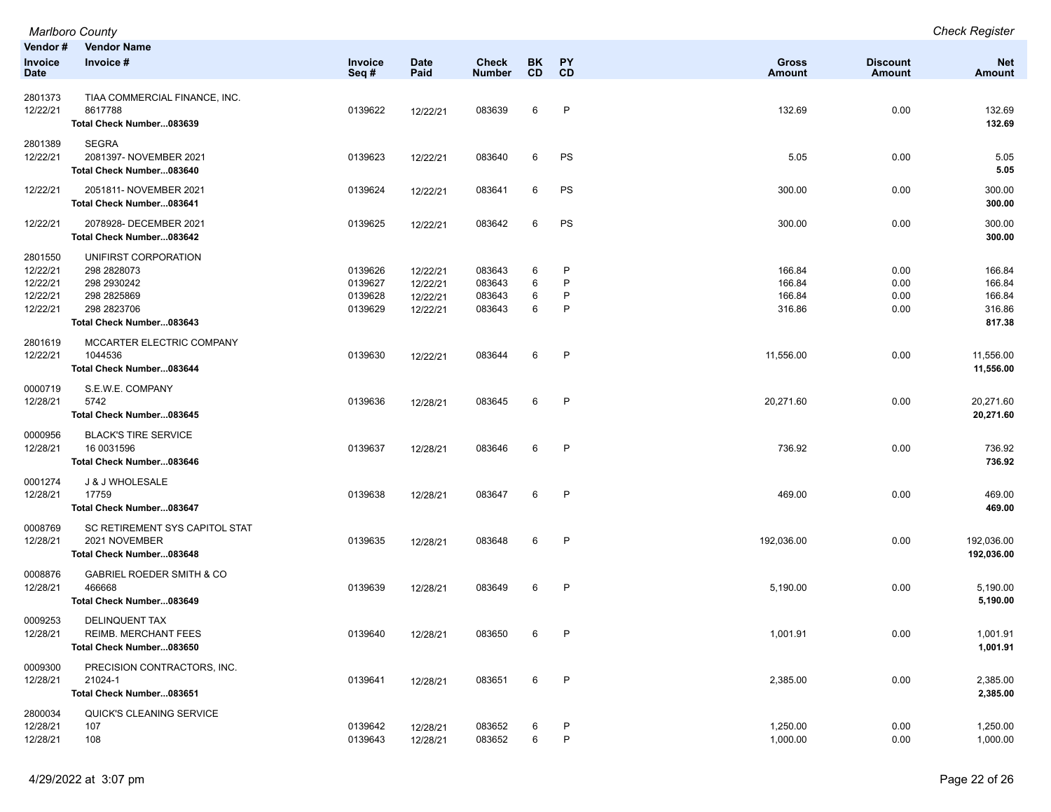| Vendor # / Invoice Date | Vendor Name / Invoice # | Invoice Seq # | Date Paid | Check Number | BK CD | PY CD | Gross Amount | Discount Amount | Net Amount |
|---|---|---|---|---|---|---|---|---|---|
| 2801373 | TIAA COMMERCIAL FINANCE, INC. | | | | | | | | |
| 12/22/21 | 8617788 | 0139622 | 12/22/21 | 083639 | 6 | P | 132.69 | 0.00 | 132.69 |
| | **Total Check Number...083639** | | | | | | | | **132.69** |
| 2801389 | SEGRA | | | | | | | | |
| 12/22/21 | 2081397- NOVEMBER 2021 | 0139623 | 12/22/21 | 083640 | 6 | PS | 5.05 | 0.00 | 5.05 |
| | **Total Check Number...083640** | | | | | | | | **5.05** |
| 12/22/21 | 2051811- NOVEMBER 2021 | 0139624 | 12/22/21 | 083641 | 6 | PS | 300.00 | 0.00 | 300.00 |
| | **Total Check Number...083641** | | | | | | | | **300.00** |
| 12/22/21 | 2078928- DECEMBER 2021 | 0139625 | 12/22/21 | 083642 | 6 | PS | 300.00 | 0.00 | 300.00 |
| | **Total Check Number...083642** | | | | | | | | **300.00** |
| 2801550 | UNIFIRST CORPORATION | | | | | | | | |
| 12/22/21 | 298 2828073 | 0139626 | 12/22/21 | 083643 | 6 | P | 166.84 | 0.00 | 166.84 |
| 12/22/21 | 298 2930242 | 0139627 | 12/22/21 | 083643 | 6 | P | 166.84 | 0.00 | 166.84 |
| 12/22/21 | 298 2825869 | 0139628 | 12/22/21 | 083643 | 6 | P | 166.84 | 0.00 | 166.84 |
| 12/22/21 | 298 2823706 | 0139629 | 12/22/21 | 083643 | 6 | P | 316.86 | 0.00 | 316.86 |
| | **Total Check Number...083643** | | | | | | | | **817.38** |
| 2801619 | MCCARTER ELECTRIC COMPANY | | | | | | | | |
| 12/22/21 | 1044536 | 0139630 | 12/22/21 | 083644 | 6 | P | 11,556.00 | 0.00 | 11,556.00 |
| | **Total Check Number...083644** | | | | | | | | **11,556.00** |
| 0000719 | S.E.W.E. COMPANY | | | | | | | | |
| 12/28/21 | 5742 | 0139636 | 12/28/21 | 083645 | 6 | P | 20,271.60 | 0.00 | 20,271.60 |
| | **Total Check Number...083645** | | | | | | | | **20,271.60** |
| 0000956 | BLACK'S TIRE SERVICE | | | | | | | | |
| 12/28/21 | 16 0031596 | 0139637 | 12/28/21 | 083646 | 6 | P | 736.92 | 0.00 | 736.92 |
| | **Total Check Number...083646** | | | | | | | | **736.92** |
| 0001274 | J & J WHOLESALE | | | | | | | | |
| 12/28/21 | 17759 | 0139638 | 12/28/21 | 083647 | 6 | P | 469.00 | 0.00 | 469.00 |
| | **Total Check Number...083647** | | | | | | | | **469.00** |
| 0008769 | SC RETIREMENT SYS CAPITOL STAT | | | | | | | | |
| 12/28/21 | 2021 NOVEMBER | 0139635 | 12/28/21 | 083648 | 6 | P | 192,036.00 | 0.00 | 192,036.00 |
| | **Total Check Number...083648** | | | | | | | | **192,036.00** |
| 0008876 | GABRIEL ROEDER SMITH & CO | | | | | | | | |
| 12/28/21 | 466668 | 0139639 | 12/28/21 | 083649 | 6 | P | 5,190.00 | 0.00 | 5,190.00 |
| | **Total Check Number...083649** | | | | | | | | **5,190.00** |
| 0009253 | DELINQUENT TAX | | | | | | | | |
| 12/28/21 | REIMB. MERCHANT FEES | 0139640 | 12/28/21 | 083650 | 6 | P | 1,001.91 | 0.00 | 1,001.91 |
| | **Total Check Number...083650** | | | | | | | | **1,001.91** |
| 0009300 | PRECISION CONTRACTORS, INC. | | | | | | | | |
| 12/28/21 | 21024-1 | 0139641 | 12/28/21 | 083651 | 6 | P | 2,385.00 | 0.00 | 2,385.00 |
| | **Total Check Number...083651** | | | | | | | | **2,385.00** |
| 2800034 | QUICK'S CLEANING SERVICE | | | | | | | | |
| 12/28/21 | 107 | 0139642 | 12/28/21 | 083652 | 6 | P | 1,250.00 | 0.00 | 1,250.00 |
| 12/28/21 | 108 | 0139643 | 12/28/21 | 083652 | 6 | P | 1,000.00 | 0.00 | 1,000.00 |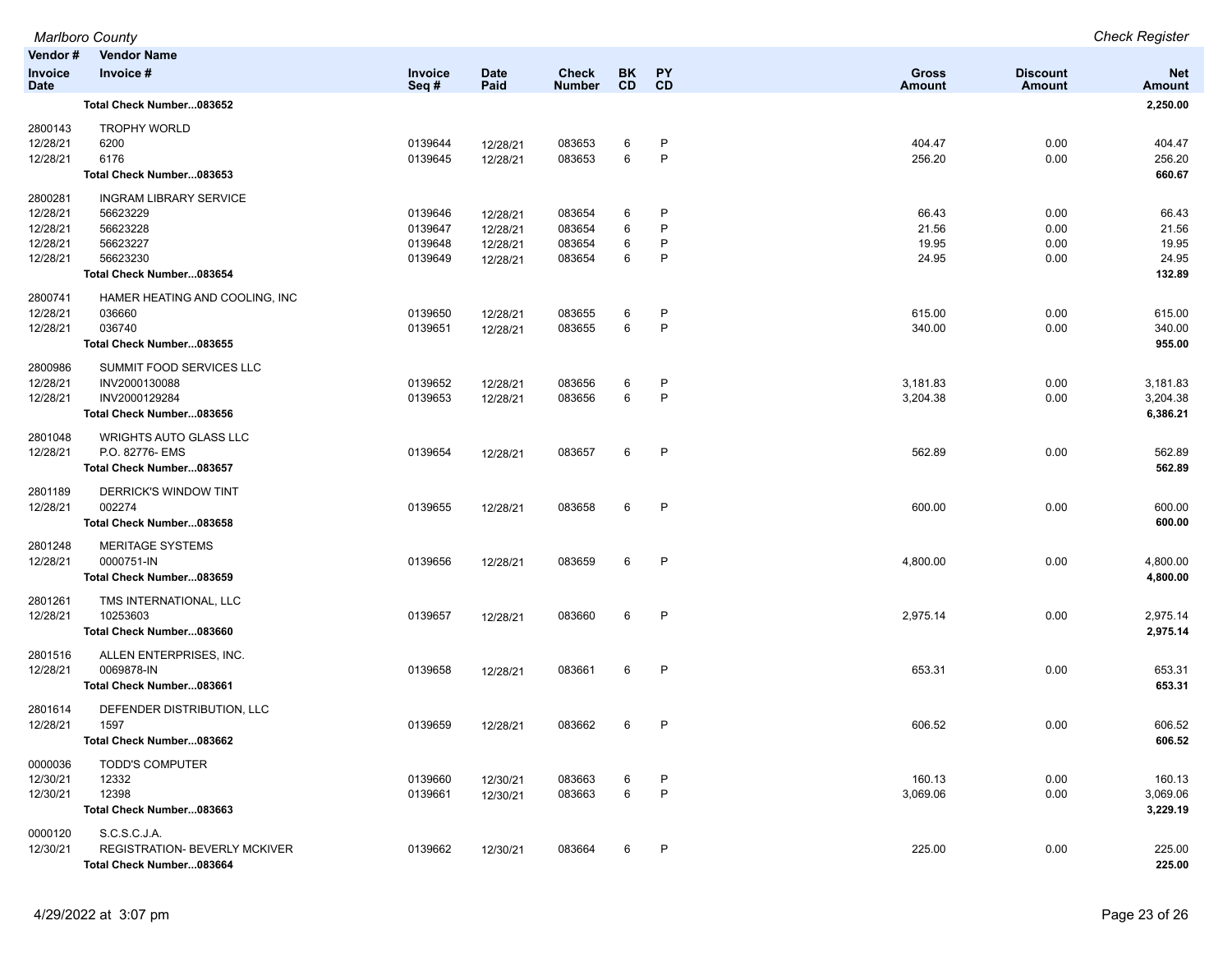| Vendor # / Invoice Date | Vendor Name / Invoice # | Invoice Seq # | Date Paid | Check Number | BK CD | PY CD | Gross Amount | Discount Amount | Net Amount |
|---|---|---|---|---|---|---|---|---|---|
| | **Total Check Number...083652** | | | | | | | | **2,250.00** |
| 2800143 | TROPHY WORLD | | | | | | | | |
| 12/28/21 | 6200 | 0139644 | 12/28/21 | 083653 | 6 | P | 404.47 | 0.00 | 404.47 |
| 12/28/21 | 6176 | 0139645 | 12/28/21 | 083653 | 6 | P | 256.20 | 0.00 | 256.20 |
| | **Total Check Number...083653** | | | | | | | | **660.67** |
| 2800281 | INGRAM LIBRARY SERVICE | | | | | | | | |
| 12/28/21 | 56623229 | 0139646 | 12/28/21 | 083654 | 6 | P | 66.43 | 0.00 | 66.43 |
| 12/28/21 | 56623228 | 0139647 | 12/28/21 | 083654 | 6 | P | 21.56 | 0.00 | 21.56 |
| 12/28/21 | 56623227 | 0139648 | 12/28/21 | 083654 | 6 | P | 19.95 | 0.00 | 19.95 |
| 12/28/21 | 56623230 | 0139649 | 12/28/21 | 083654 | 6 | P | 24.95 | 0.00 | 24.95 |
| | **Total Check Number...083654** | | | | | | | | **132.89** |
| 2800741 | HAMER HEATING AND COOLING, INC | | | | | | | | |
| 12/28/21 | 036660 | 0139650 | 12/28/21 | 083655 | 6 | P | 615.00 | 0.00 | 615.00 |
| 12/28/21 | 036740 | 0139651 | 12/28/21 | 083655 | 6 | P | 340.00 | 0.00 | 340.00 |
| | **Total Check Number...083655** | | | | | | | | **955.00** |
| 2800986 | SUMMIT FOOD SERVICES LLC | | | | | | | | |
| 12/28/21 | INV2000130088 | 0139652 | 12/28/21 | 083656 | 6 | P | 3,181.83 | 0.00 | 3,181.83 |
| 12/28/21 | INV2000129284 | 0139653 | 12/28/21 | 083656 | 6 | P | 3,204.38 | 0.00 | 3,204.38 |
| | **Total Check Number...083656** | | | | | | | | **6,386.21** |
| 2801048 | WRIGHTS AUTO GLASS LLC | | | | | | | | |
| 12/28/21 | P.O. 82776- EMS | 0139654 | 12/28/21 | 083657 | 6 | P | 562.89 | 0.00 | 562.89 |
| | **Total Check Number...083657** | | | | | | | | **562.89** |
| 2801189 | DERRICK'S WINDOW TINT | | | | | | | | |
| 12/28/21 | 002274 | 0139655 | 12/28/21 | 083658 | 6 | P | 600.00 | 0.00 | 600.00 |
| | **Total Check Number...083658** | | | | | | | | **600.00** |
| 2801248 | MERITAGE SYSTEMS | | | | | | | | |
| 12/28/21 | 0000751-IN | 0139656 | 12/28/21 | 083659 | 6 | P | 4,800.00 | 0.00 | 4,800.00 |
| | **Total Check Number...083659** | | | | | | | | **4,800.00** |
| 2801261 | TMS INTERNATIONAL, LLC | | | | | | | | |
| 12/28/21 | 10253603 | 0139657 | 12/28/21 | 083660 | 6 | P | 2,975.14 | 0.00 | 2,975.14 |
| | **Total Check Number...083660** | | | | | | | | **2,975.14** |
| 2801516 | ALLEN ENTERPRISES, INC. | | | | | | | | |
| 12/28/21 | 0069878-IN | 0139658 | 12/28/21 | 083661 | 6 | P | 653.31 | 0.00 | 653.31 |
| | **Total Check Number...083661** | | | | | | | | **653.31** |
| 2801614 | DEFENDER DISTRIBUTION, LLC | | | | | | | | |
| 12/28/21 | 1597 | 0139659 | 12/28/21 | 083662 | 6 | P | 606.52 | 0.00 | 606.52 |
| | **Total Check Number...083662** | | | | | | | | **606.52** |
| 0000036 | TODD'S COMPUTER | | | | | | | | |
| 12/30/21 | 12332 | 0139660 | 12/30/21 | 083663 | 6 | P | 160.13 | 0.00 | 160.13 |
| 12/30/21 | 12398 | 0139661 | 12/30/21 | 083663 | 6 | P | 3,069.06 | 0.00 | 3,069.06 |
| | **Total Check Number...083663** | | | | | | | | **3,229.19** |
| 0000120 | S.C.S.C.J.A. | | | | | | | | |
| 12/30/21 | REGISTRATION- BEVERLY MCKIVER | 0139662 | 12/30/21 | 083664 | 6 | P | 225.00 | 0.00 | 225.00 |
| | **Total Check Number...083664** | | | | | | | | **225.00** |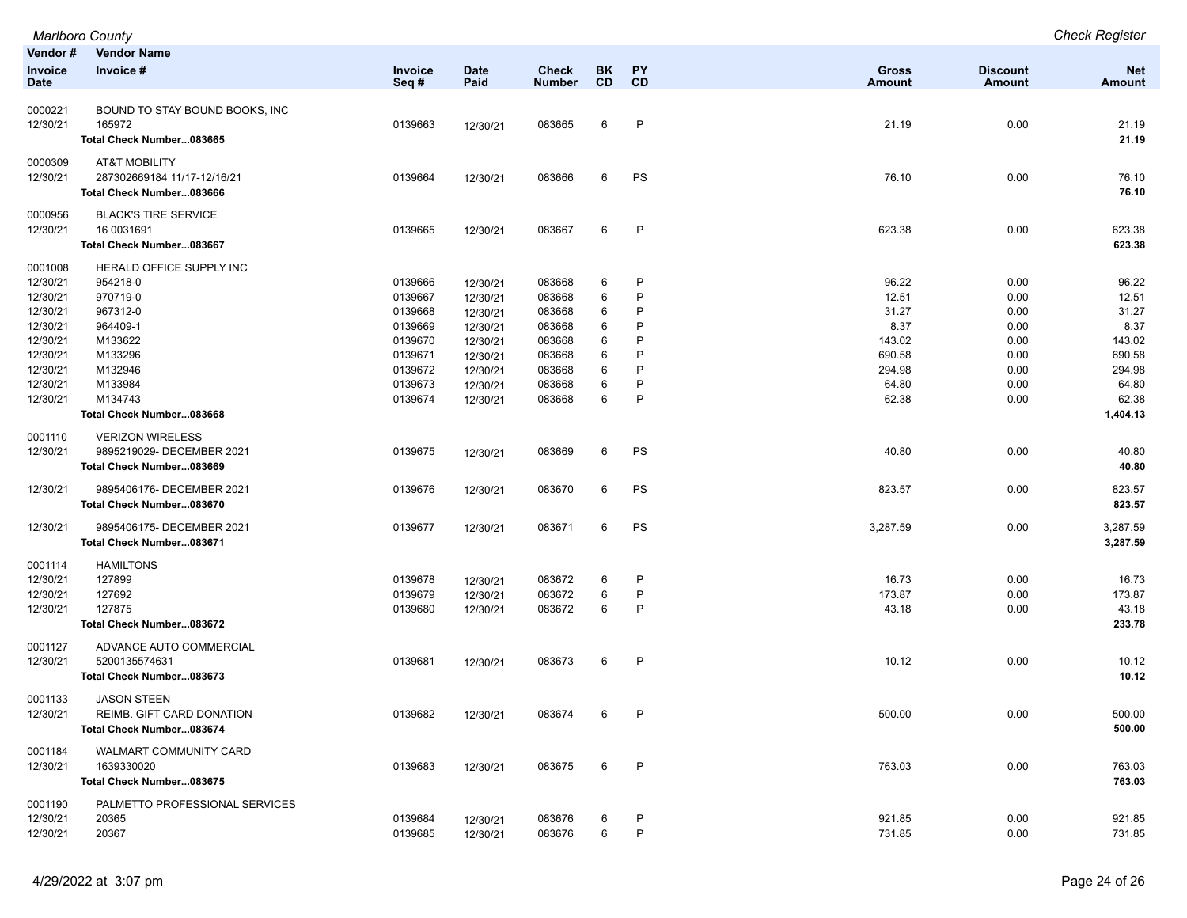| Vendor # | Vendor Name | | | | | | | | |
|---|---|---|---|---|---|---|---|---|---|
| Invoice Date | Invoice # | Invoice Seq # | Date Paid | Check Number | BK CD | PY CD | Gross Amount | Discount Amount | Net Amount |
| 0000221 | BOUND TO STAY BOUND BOOKS, INC | | | | | | | | |
| 12/30/21 | 165972 | 0139663 | 12/30/21 | 083665 | 6 | P | 21.19 | 0.00 | 21.19 |
| | **Total Check Number...083665** | | | | | | | | **21.19** |
| 0000309 | AT&T MOBILITY | | | | | | | | |
| 12/30/21 | 287302669184 11/17-12/16/21 | 0139664 | 12/30/21 | 083666 | 6 | PS | 76.10 | 0.00 | 76.10 |
| | **Total Check Number...083666** | | | | | | | | **76.10** |
| 0000956 | BLACK'S TIRE SERVICE | | | | | | | | |
| 12/30/21 | 16 0031691 | 0139665 | 12/30/21 | 083667 | 6 | P | 623.38 | 0.00 | 623.38 |
| | **Total Check Number...083667** | | | | | | | | **623.38** |
| 0001008 | HERALD OFFICE SUPPLY INC | | | | | | | | |
| 12/30/21 | 954218-0 | 0139666 | 12/30/21 | 083668 | 6 | P | 96.22 | 0.00 | 96.22 |
| 12/30/21 | 970719-0 | 0139667 | 12/30/21 | 083668 | 6 | P | 12.51 | 0.00 | 12.51 |
| 12/30/21 | 967312-0 | 0139668 | 12/30/21 | 083668 | 6 | P | 31.27 | 0.00 | 31.27 |
| 12/30/21 | 964409-1 | 0139669 | 12/30/21 | 083668 | 6 | P | 8.37 | 0.00 | 8.37 |
| 12/30/21 | M133622 | 0139670 | 12/30/21 | 083668 | 6 | P | 143.02 | 0.00 | 143.02 |
| 12/30/21 | M133296 | 0139671 | 12/30/21 | 083668 | 6 | P | 690.58 | 0.00 | 690.58 |
| 12/30/21 | M132946 | 0139672 | 12/30/21 | 083668 | 6 | P | 294.98 | 0.00 | 294.98 |
| 12/30/21 | M133984 | 0139673 | 12/30/21 | 083668 | 6 | P | 64.80 | 0.00 | 64.80 |
| 12/30/21 | M134743 | 0139674 | 12/30/21 | 083668 | 6 | P | 62.38 | 0.00 | 62.38 |
| | **Total Check Number...083668** | | | | | | | | **1,404.13** |
| 0001110 | VERIZON WIRELESS | | | | | | | | |
| 12/30/21 | 9895219029- DECEMBER 2021 | 0139675 | 12/30/21 | 083669 | 6 | PS | 40.80 | 0.00 | 40.80 |
| | **Total Check Number...083669** | | | | | | | | **40.80** |
| 12/30/21 | 9895406176- DECEMBER 2021 | 0139676 | 12/30/21 | 083670 | 6 | PS | 823.57 | 0.00 | 823.57 |
| | **Total Check Number...083670** | | | | | | | | **823.57** |
| 12/30/21 | 9895406175- DECEMBER 2021 | 0139677 | 12/30/21 | 083671 | 6 | PS | 3,287.59 | 0.00 | 3,287.59 |
| | **Total Check Number...083671** | | | | | | | | **3,287.59** |
| 0001114 | HAMILTONS | | | | | | | | |
| 12/30/21 | 127899 | 0139678 | 12/30/21 | 083672 | 6 | P | 16.73 | 0.00 | 16.73 |
| 12/30/21 | 127692 | 0139679 | 12/30/21 | 083672 | 6 | P | 173.87 | 0.00 | 173.87 |
| 12/30/21 | 127875 | 0139680 | 12/30/21 | 083672 | 6 | P | 43.18 | 0.00 | 43.18 |
| | **Total Check Number...083672** | | | | | | | | **233.78** |
| 0001127 | ADVANCE AUTO COMMERCIAL | | | | | | | | |
| 12/30/21 | 5200135574631 | 0139681 | 12/30/21 | 083673 | 6 | P | 10.12 | 0.00 | 10.12 |
| | **Total Check Number...083673** | | | | | | | | **10.12** |
| 0001133 | JASON STEEN | | | | | | | | |
| 12/30/21 | REIMB. GIFT CARD DONATION | 0139682 | 12/30/21 | 083674 | 6 | P | 500.00 | 0.00 | 500.00 |
| | **Total Check Number...083674** | | | | | | | | **500.00** |
| 0001184 | WALMART COMMUNITY CARD | | | | | | | | |
| 12/30/21 | 1639330020 | 0139683 | 12/30/21 | 083675 | 6 | P | 763.03 | 0.00 | 763.03 |
| | **Total Check Number...083675** | | | | | | | | **763.03** |
| 0001190 | PALMETTO PROFESSIONAL SERVICES | | | | | | | | |
| 12/30/21 | 20365 | 0139684 | 12/30/21 | 083676 | 6 | P | 921.85 | 0.00 | 921.85 |
| 12/30/21 | 20367 | 0139685 | 12/30/21 | 083676 | 6 | P | 731.85 | 0.00 | 731.85 |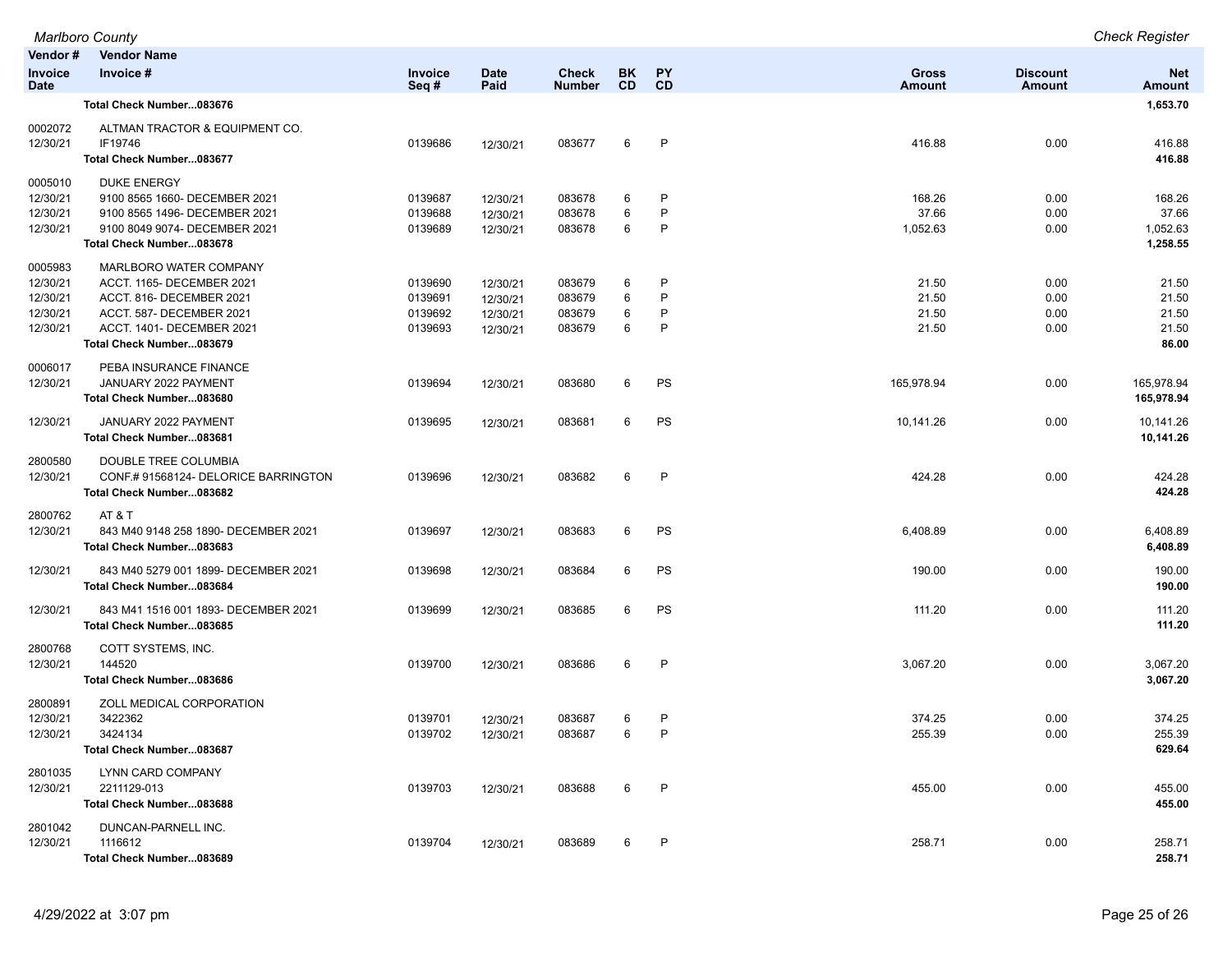| Vendor # / Invoice Date | Vendor Name / Invoice # | Invoice Seq # | Date Paid | Check Number | BK CD | PY CD | Gross Amount | Discount Amount | Net Amount |
|---|---|---|---|---|---|---|---|---|---|
| | **Total Check Number...083676** | | | | | | | | **1,653.70** |
| 0002072 | ALTMAN TRACTOR & EQUIPMENT CO. | | | | | | | | |
| 12/30/21 | IF19746 | 0139686 | 12/30/21 | 083677 | 6 | P | 416.88 | 0.00 | 416.88 |
| | **Total Check Number...083677** | | | | | | | | **416.88** |
| 0005010 | DUKE ENERGY | | | | | | | | |
| 12/30/21 | 9100 8565 1660- DECEMBER 2021 | 0139687 | 12/30/21 | 083678 | 6 | P | 168.26 | 0.00 | 168.26 |
| 12/30/21 | 9100 8565 1496- DECEMBER 2021 | 0139688 | 12/30/21 | 083678 | 6 | P | 37.66 | 0.00 | 37.66 |
| 12/30/21 | 9100 8049 9074- DECEMBER 2021 | 0139689 | 12/30/21 | 083678 | 6 | P | 1,052.63 | 0.00 | 1,052.63 |
| | **Total Check Number...083678** | | | | | | | | **1,258.55** |
| 0005983 | MARLBORO WATER COMPANY | | | | | | | | |
| 12/30/21 | ACCT. 1165- DECEMBER 2021 | 0139690 | 12/30/21 | 083679 | 6 | P | 21.50 | 0.00 | 21.50 |
| 12/30/21 | ACCT. 816- DECEMBER 2021 | 0139691 | 12/30/21 | 083679 | 6 | P | 21.50 | 0.00 | 21.50 |
| 12/30/21 | ACCT. 587- DECEMBER 2021 | 0139692 | 12/30/21 | 083679 | 6 | P | 21.50 | 0.00 | 21.50 |
| 12/30/21 | ACCT. 1401- DECEMBER 2021 | 0139693 | 12/30/21 | 083679 | 6 | P | 21.50 | 0.00 | 21.50 |
| | **Total Check Number...083679** | | | | | | | | **86.00** |
| 0006017 | PEBA INSURANCE FINANCE | | | | | | | | |
| 12/30/21 | JANUARY 2022 PAYMENT | 0139694 | 12/30/21 | 083680 | 6 | PS | 165,978.94 | 0.00 | 165,978.94 |
| | **Total Check Number...083680** | | | | | | | | **165,978.94** |
| 12/30/21 | JANUARY 2022 PAYMENT | 0139695 | 12/30/21 | 083681 | 6 | PS | 10,141.26 | 0.00 | 10,141.26 |
| | **Total Check Number...083681** | | | | | | | | **10,141.26** |
| 2800580 | DOUBLE TREE COLUMBIA | | | | | | | | |
| 12/30/21 | CONF.# 91568124- DELORICE BARRINGTON | 0139696 | 12/30/21 | 083682 | 6 | P | 424.28 | 0.00 | 424.28 |
| | **Total Check Number...083682** | | | | | | | | **424.28** |
| 2800762 | AT & T | | | | | | | | |
| 12/30/21 | 843 M40 9148 258 1890- DECEMBER 2021 | 0139697 | 12/30/21 | 083683 | 6 | PS | 6,408.89 | 0.00 | 6,408.89 |
| | **Total Check Number...083683** | | | | | | | | **6,408.89** |
| 12/30/21 | 843 M40 5279 001 1899- DECEMBER 2021 | 0139698 | 12/30/21 | 083684 | 6 | PS | 190.00 | 0.00 | 190.00 |
| | **Total Check Number...083684** | | | | | | | | **190.00** |
| 12/30/21 | 843 M41 1516 001 1893- DECEMBER 2021 | 0139699 | 12/30/21 | 083685 | 6 | PS | 111.20 | 0.00 | 111.20 |
| | **Total Check Number...083685** | | | | | | | | **111.20** |
| 2800768 | COTT SYSTEMS, INC. | | | | | | | | |
| 12/30/21 | 144520 | 0139700 | 12/30/21 | 083686 | 6 | P | 3,067.20 | 0.00 | 3,067.20 |
| | **Total Check Number...083686** | | | | | | | | **3,067.20** |
| 2800891 | ZOLL MEDICAL CORPORATION | | | | | | | | |
| 12/30/21 | 3422362 | 0139701 | 12/30/21 | 083687 | 6 | P | 374.25 | 0.00 | 374.25 |
| 12/30/21 | 3424134 | 0139702 | 12/30/21 | 083687 | 6 | P | 255.39 | 0.00 | 255.39 |
| | **Total Check Number...083687** | | | | | | | | **629.64** |
| 2801035 | LYNN CARD COMPANY | | | | | | | | |
| 12/30/21 | 2211129-013 | 0139703 | 12/30/21 | 083688 | 6 | P | 455.00 | 0.00 | 455.00 |
| | **Total Check Number...083688** | | | | | | | | **455.00** |
| 2801042 | DUNCAN-PARNELL INC. | | | | | | | | |
| 12/30/21 | 1116612 | 0139704 | 12/30/21 | 083689 | 6 | P | 258.71 | 0.00 | 258.71 |
| | **Total Check Number...083689** | | | | | | | | **258.71** |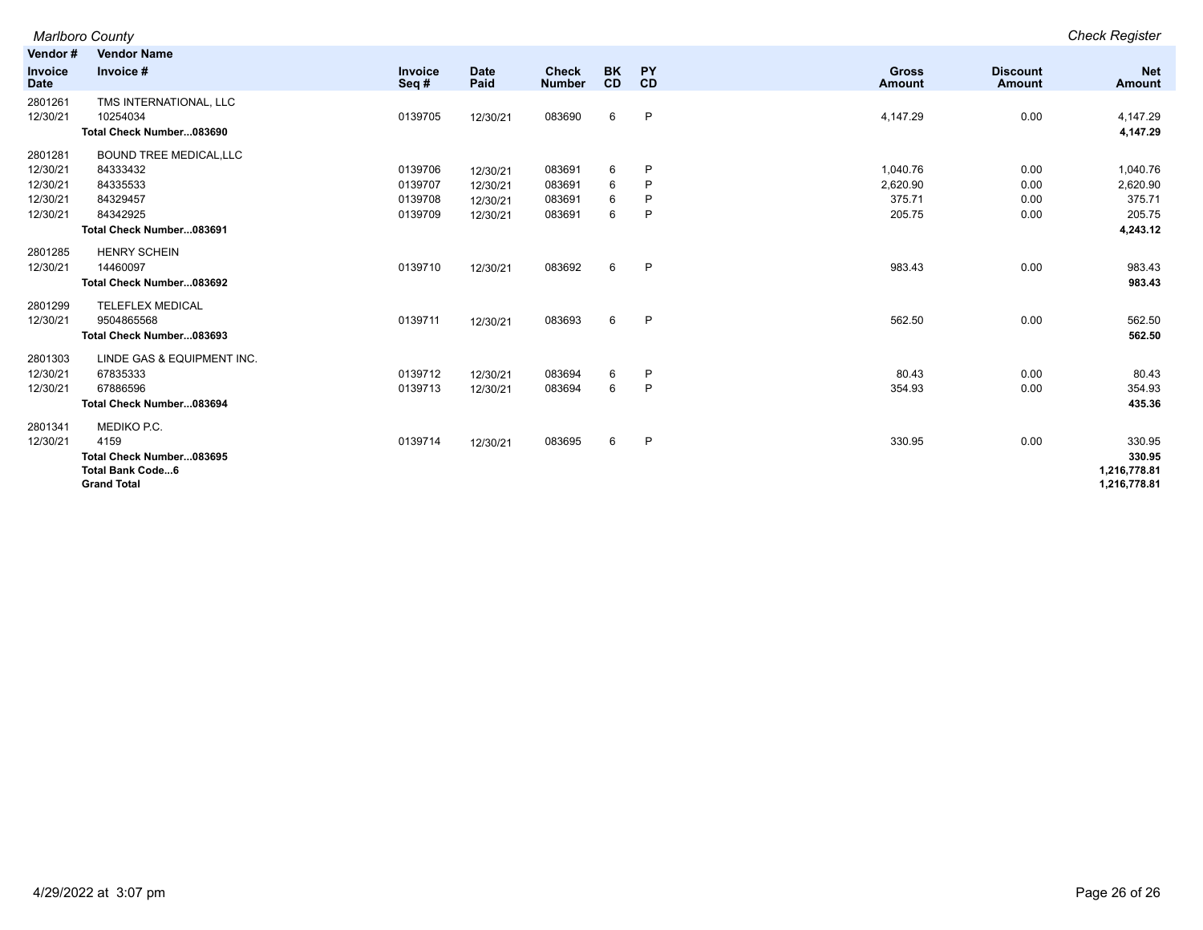*Marlboro County* — *Check Register*

| Vendor # / Invoice Date | Vendor Name / Invoice # | Invoice Seq # | Date Paid | Check Number | BK CD | PY CD | Gross Amount | Discount Amount | Net Amount |
|---|---|---|---|---|---|---|---|---|---|
| 2801261 | TMS INTERNATIONAL, LLC | | | | | | | | |
| 12/30/21 | 10254034 | 0139705 | 12/30/21 | 083690 | 6 | P | 4,147.29 | 0.00 | 4,147.29 |
| | **Total Check Number...083690** | | | | | | | | **4,147.29** |
| 2801281 | BOUND TREE MEDICAL,LLC | | | | | | | | |
| 12/30/21 | 84333432 | 0139706 | 12/30/21 | 083691 | 6 | P | 1,040.76 | 0.00 | 1,040.76 |
| 12/30/21 | 84335533 | 0139707 | 12/30/21 | 083691 | 6 | P | 2,620.90 | 0.00 | 2,620.90 |
| 12/30/21 | 84329457 | 0139708 | 12/30/21 | 083691 | 6 | P | 375.71 | 0.00 | 375.71 |
| 12/30/21 | 84342925 | 0139709 | 12/30/21 | 083691 | 6 | P | 205.75 | 0.00 | 205.75 |
| | **Total Check Number...083691** | | | | | | | | **4,243.12** |
| 2801285 | HENRY SCHEIN | | | | | | | | |
| 12/30/21 | 14460097 | 0139710 | 12/30/21 | 083692 | 6 | P | 983.43 | 0.00 | 983.43 |
| | **Total Check Number...083692** | | | | | | | | **983.43** |
| 2801299 | TELEFLEX MEDICAL | | | | | | | | |
| 12/30/21 | 9504865568 | 0139711 | 12/30/21 | 083693 | 6 | P | 562.50 | 0.00 | 562.50 |
| | **Total Check Number...083693** | | | | | | | | **562.50** |
| 2801303 | LINDE GAS & EQUIPMENT INC. | | | | | | | | |
| 12/30/21 | 67835333 | 0139712 | 12/30/21 | 083694 | 6 | P | 80.43 | 0.00 | 80.43 |
| 12/30/21 | 67886596 | 0139713 | 12/30/21 | 083694 | 6 | P | 354.93 | 0.00 | 354.93 |
| | **Total Check Number...083694** | | | | | | | | **435.36** |
| 2801341 | MEDIKO P.C. | | | | | | | | |
| 12/30/21 | 4159 | 0139714 | 12/30/21 | 083695 | 6 | P | 330.95 | 0.00 | 330.95 |
| | **Total Check Number...083695** | | | | | | | | **330.95** |
| | **Total Bank Code...6** | | | | | | | | **1,216,778.81** |
| | **Grand Total** | | | | | | | | **1,216,778.81** |

4/29/2022 at 3:07 pm